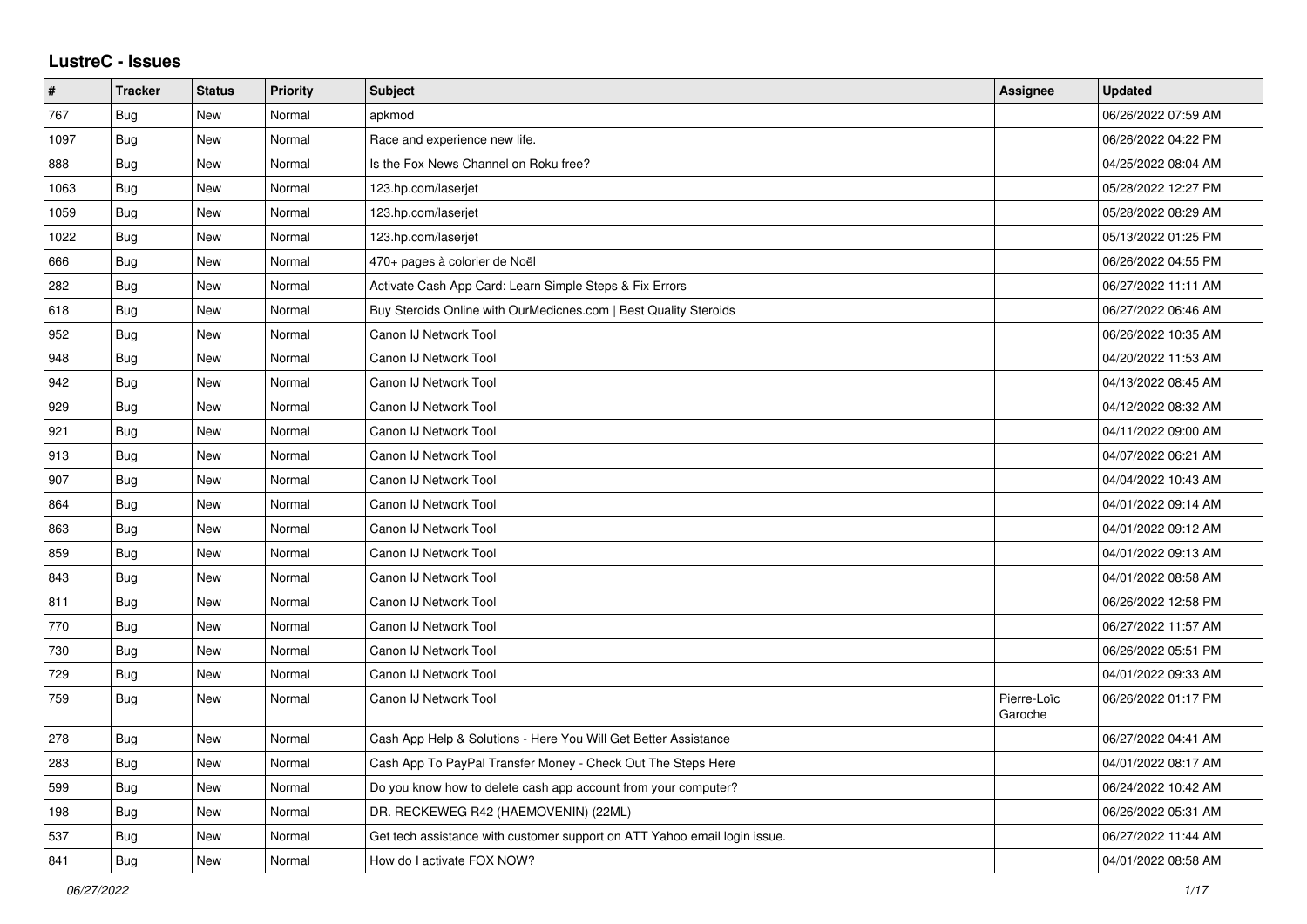# LustreC - Issues

| # | Tracker | Status | Priority | Subject | Assignee | Updated |
|---|---|---|---|---|---|---|
| 767 | Bug | New | Normal | apkmod | | 06/26/2022 07:59 AM |
| 1097 | Bug | New | Normal | Race and experience new life. | | 06/26/2022 04:22 PM |
| 888 | Bug | New | Normal | Is the Fox News Channel on Roku free? | | 04/25/2022 08:04 AM |
| 1063 | Bug | New | Normal | 123.hp.com/laserjet | | 05/28/2022 12:27 PM |
| 1059 | Bug | New | Normal | 123.hp.com/laserjet | | 05/28/2022 08:29 AM |
| 1022 | Bug | New | Normal | 123.hp.com/laserjet | | 05/13/2022 01:25 PM |
| 666 | Bug | New | Normal | 470+ pages à colorier de Noël | | 06/26/2022 04:55 PM |
| 282 | Bug | New | Normal | Activate Cash App Card: Learn Simple Steps & Fix Errors | | 06/27/2022 11:11 AM |
| 618 | Bug | New | Normal | Buy Steroids Online with OurMedicnes.com \| Best Quality Steroids | | 06/27/2022 06:46 AM |
| 952 | Bug | New | Normal | Canon IJ Network Tool | | 06/26/2022 10:35 AM |
| 948 | Bug | New | Normal | Canon IJ Network Tool | | 04/20/2022 11:53 AM |
| 942 | Bug | New | Normal | Canon IJ Network Tool | | 04/13/2022 08:45 AM |
| 929 | Bug | New | Normal | Canon IJ Network Tool | | 04/12/2022 08:32 AM |
| 921 | Bug | New | Normal | Canon IJ Network Tool | | 04/11/2022 09:00 AM |
| 913 | Bug | New | Normal | Canon IJ Network Tool | | 04/07/2022 06:21 AM |
| 907 | Bug | New | Normal | Canon IJ Network Tool | | 04/04/2022 10:43 AM |
| 864 | Bug | New | Normal | Canon IJ Network Tool | | 04/01/2022 09:14 AM |
| 863 | Bug | New | Normal | Canon IJ Network Tool | | 04/01/2022 09:12 AM |
| 859 | Bug | New | Normal | Canon IJ Network Tool | | 04/01/2022 09:13 AM |
| 843 | Bug | New | Normal | Canon IJ Network Tool | | 04/01/2022 08:58 AM |
| 811 | Bug | New | Normal | Canon IJ Network Tool | | 06/26/2022 12:58 PM |
| 770 | Bug | New | Normal | Canon IJ Network Tool | | 06/27/2022 11:57 AM |
| 730 | Bug | New | Normal | Canon IJ Network Tool | | 06/26/2022 05:51 PM |
| 729 | Bug | New | Normal | Canon IJ Network Tool | | 04/01/2022 09:33 AM |
| 759 | Bug | New | Normal | Canon IJ Network Tool | Pierre-Loïc Garoche | 06/26/2022 01:17 PM |
| 278 | Bug | New | Normal | Cash App Help & Solutions - Here You Will Get Better Assistance | | 06/27/2022 04:41 AM |
| 283 | Bug | New | Normal | Cash App To PayPal Transfer Money - Check Out The Steps Here | | 04/01/2022 08:17 AM |
| 599 | Bug | New | Normal | Do you know how to delete cash app account from your computer? | | 06/24/2022 10:42 AM |
| 198 | Bug | New | Normal | DR. RECKEWEG R42 (HAEMOVENIN) (22ML) | | 06/26/2022 05:31 AM |
| 537 | Bug | New | Normal | Get tech assistance with customer support on ATT Yahoo email login issue. | | 06/27/2022 11:44 AM |
| 841 | Bug | New | Normal | How do I activate FOX NOW? | | 04/01/2022 08:58 AM |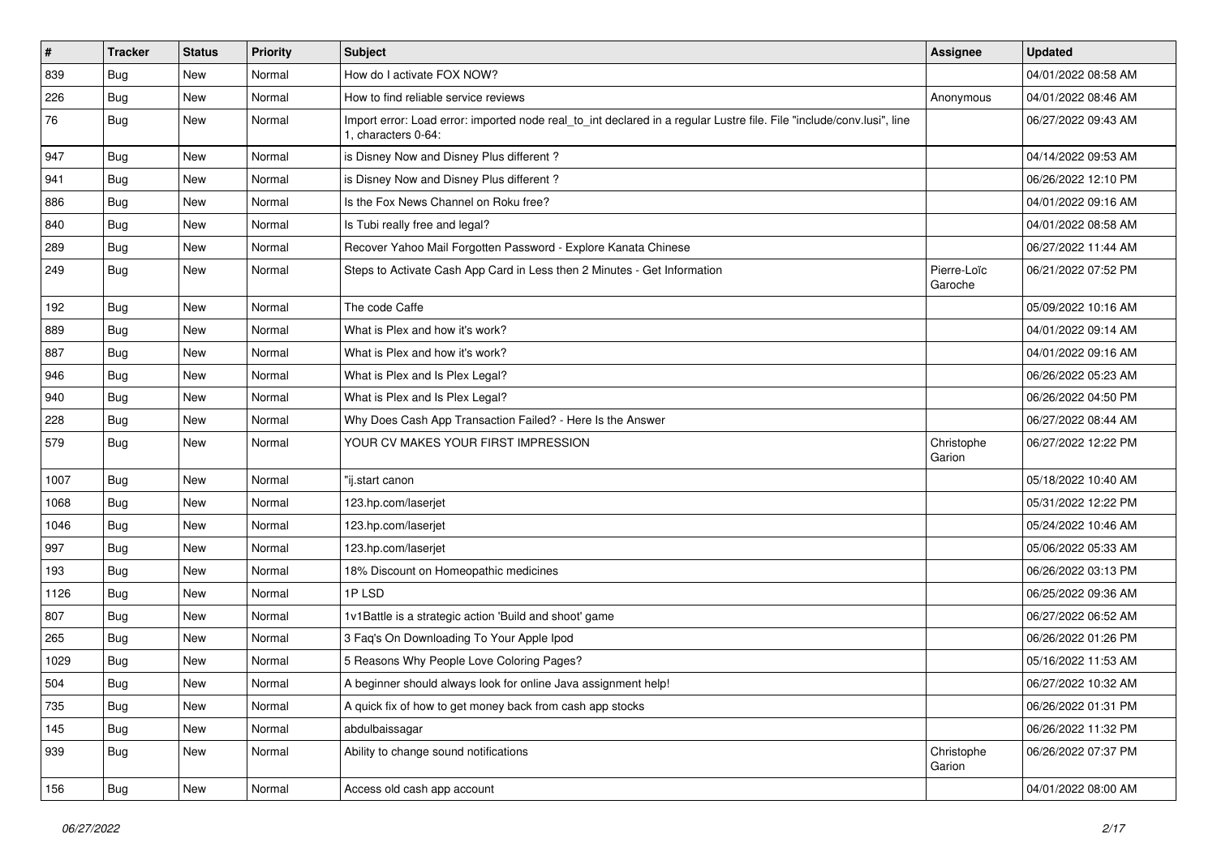| # | Tracker | Status | Priority | Subject | Assignee | Updated |
|---|---|---|---|---|---|---|
| 839 | Bug | New | Normal | How do I activate FOX NOW? | | 04/01/2022 08:58 AM |
| 226 | Bug | New | Normal | How to find reliable service reviews | Anonymous | 04/01/2022 08:46 AM |
| 76 | Bug | New | Normal | Import error: Load error: imported node real_to_int declared in a regular Lustre file. File "include/conv.lusi", line 1, characters 0-64: | | 06/27/2022 09:43 AM |
| 947 | Bug | New | Normal | is Disney Now and Disney Plus different ? | | 04/14/2022 09:53 AM |
| 941 | Bug | New | Normal | is Disney Now and Disney Plus different ? | | 06/26/2022 12:10 PM |
| 886 | Bug | New | Normal | Is the Fox News Channel on Roku free? | | 04/01/2022 09:16 AM |
| 840 | Bug | New | Normal | Is Tubi really free and legal? | | 04/01/2022 08:58 AM |
| 289 | Bug | New | Normal | Recover Yahoo Mail Forgotten Password - Explore Kanata Chinese | | 06/27/2022 11:44 AM |
| 249 | Bug | New | Normal | Steps to Activate Cash App Card in Less then 2 Minutes - Get Information | Pierre-Loïc Garoche | 06/21/2022 07:52 PM |
| 192 | Bug | New | Normal | The code Caffe | | 05/09/2022 10:16 AM |
| 889 | Bug | New | Normal | What is Plex and how it's work? | | 04/01/2022 09:14 AM |
| 887 | Bug | New | Normal | What is Plex and how it's work? | | 04/01/2022 09:16 AM |
| 946 | Bug | New | Normal | What is Plex and Is Plex Legal? | | 06/26/2022 05:23 AM |
| 940 | Bug | New | Normal | What is Plex and Is Plex Legal? | | 06/26/2022 04:50 PM |
| 228 | Bug | New | Normal | Why Does Cash App Transaction Failed? - Here Is the Answer | | 06/27/2022 08:44 AM |
| 579 | Bug | New | Normal | YOUR CV MAKES YOUR FIRST IMPRESSION | Christophe Garion | 06/27/2022 12:22 PM |
| 1007 | Bug | New | Normal | "ij.start canon | | 05/18/2022 10:40 AM |
| 1068 | Bug | New | Normal | 123.hp.com/laserjet | | 05/31/2022 12:22 PM |
| 1046 | Bug | New | Normal | 123.hp.com/laserjet | | 05/24/2022 10:46 AM |
| 997 | Bug | New | Normal | 123.hp.com/laserjet | | 05/06/2022 05:33 AM |
| 193 | Bug | New | Normal | 18% Discount on Homeopathic medicines | | 06/26/2022 03:13 PM |
| 1126 | Bug | New | Normal | 1P LSD | | 06/25/2022 09:36 AM |
| 807 | Bug | New | Normal | 1v1Battle is a strategic action 'Build and shoot' game | | 06/27/2022 06:52 AM |
| 265 | Bug | New | Normal | 3 Faq's On Downloading To Your Apple Ipod | | 06/26/2022 01:26 PM |
| 1029 | Bug | New | Normal | 5 Reasons Why People Love Coloring Pages? | | 05/16/2022 11:53 AM |
| 504 | Bug | New | Normal | A beginner should always look for online Java assignment help! | | 06/27/2022 10:32 AM |
| 735 | Bug | New | Normal | A quick fix of how to get money back from cash app stocks | | 06/26/2022 01:31 PM |
| 145 | Bug | New | Normal | abdulbaissagar | | 06/26/2022 11:32 PM |
| 939 | Bug | New | Normal | Ability to change sound notifications | Christophe Garion | 06/26/2022 07:37 PM |
| 156 | Bug | New | Normal | Access old cash app account | | 04/01/2022 08:00 AM |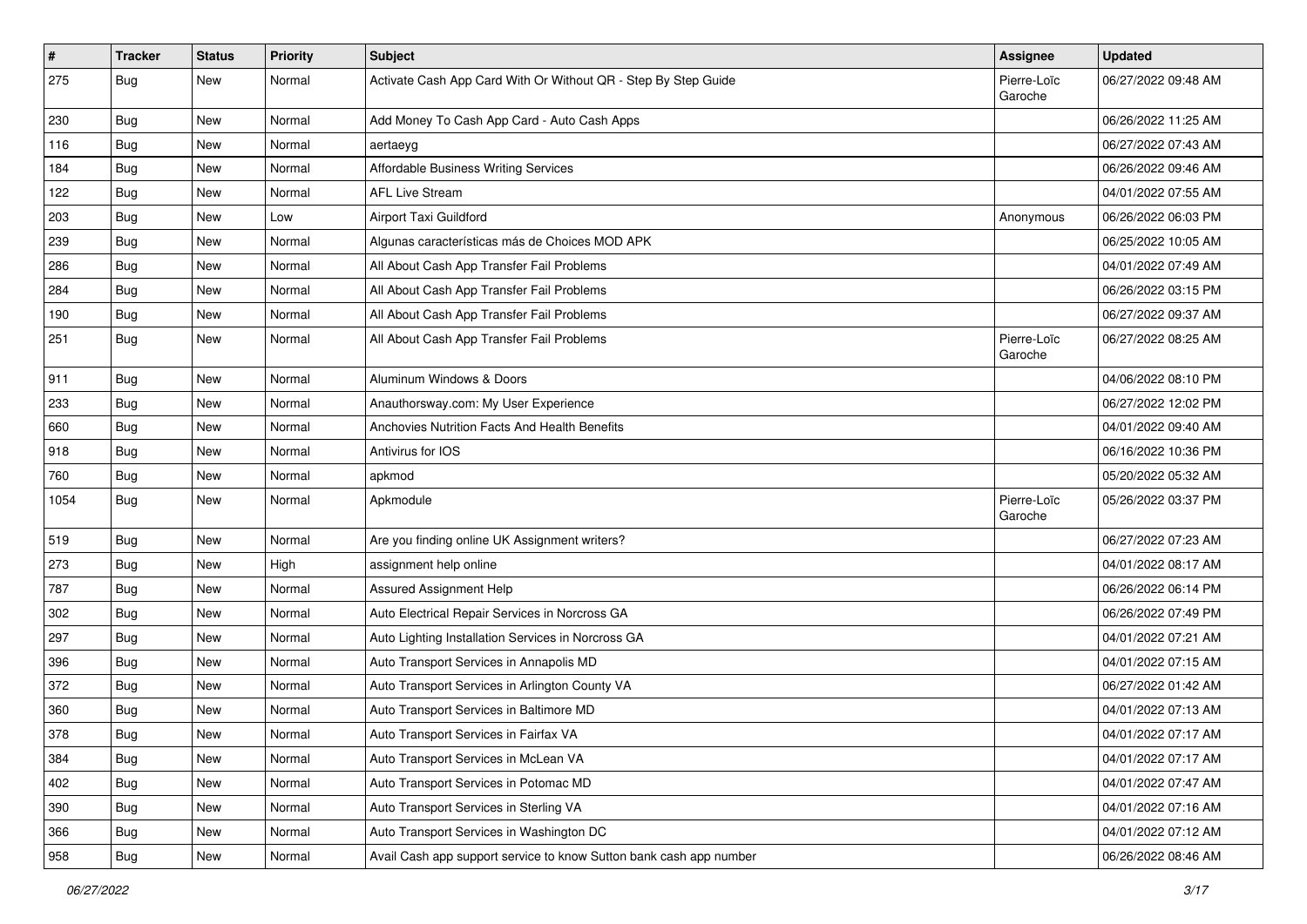| # | Tracker | Status | Priority | Subject | Assignee | Updated |
|---|---|---|---|---|---|---|
| 275 | Bug | New | Normal | Activate Cash App Card With Or Without QR - Step By Step Guide | Pierre-Loïc Garoche | 06/27/2022 09:48 AM |
| 230 | Bug | New | Normal | Add Money To Cash App Card - Auto Cash Apps | | 06/26/2022 11:25 AM |
| 116 | Bug | New | Normal | aertaeyg | | 06/27/2022 07:43 AM |
| 184 | Bug | New | Normal | Affordable Business Writing Services | | 06/26/2022 09:46 AM |
| 122 | Bug | New | Normal | AFL Live Stream | | 04/01/2022 07:55 AM |
| 203 | Bug | New | Low | Airport Taxi Guildford | Anonymous | 06/26/2022 06:03 PM |
| 239 | Bug | New | Normal | Algunas características más de Choices MOD APK | | 06/25/2022 10:05 AM |
| 286 | Bug | New | Normal | All About Cash App Transfer Fail Problems | | 04/01/2022 07:49 AM |
| 284 | Bug | New | Normal | All About Cash App Transfer Fail Problems | | 06/26/2022 03:15 PM |
| 190 | Bug | New | Normal | All About Cash App Transfer Fail Problems | | 06/27/2022 09:37 AM |
| 251 | Bug | New | Normal | All About Cash App Transfer Fail Problems | Pierre-Loïc Garoche | 06/27/2022 08:25 AM |
| 911 | Bug | New | Normal | Aluminum Windows & Doors | | 04/06/2022 08:10 PM |
| 233 | Bug | New | Normal | Anauthorsway.com: My User Experience | | 06/27/2022 12:02 PM |
| 660 | Bug | New | Normal | Anchovies Nutrition Facts And Health Benefits | | 04/01/2022 09:40 AM |
| 918 | Bug | New | Normal | Antivirus for IOS | | 06/16/2022 10:36 PM |
| 760 | Bug | New | Normal | apkmod | | 05/20/2022 05:32 AM |
| 1054 | Bug | New | Normal | Apkmodule | Pierre-Loïc Garoche | 05/26/2022 03:37 PM |
| 519 | Bug | New | Normal | Are you finding online UK Assignment writers? | | 06/27/2022 07:23 AM |
| 273 | Bug | New | High | assignment help online | | 04/01/2022 08:17 AM |
| 787 | Bug | New | Normal | Assured Assignment Help | | 06/26/2022 06:14 PM |
| 302 | Bug | New | Normal | Auto Electrical Repair Services in Norcross GA | | 06/26/2022 07:49 PM |
| 297 | Bug | New | Normal | Auto Lighting Installation Services in Norcross GA | | 04/01/2022 07:21 AM |
| 396 | Bug | New | Normal | Auto Transport Services in Annapolis MD | | 04/01/2022 07:15 AM |
| 372 | Bug | New | Normal | Auto Transport Services in Arlington County VA | | 06/27/2022 01:42 AM |
| 360 | Bug | New | Normal | Auto Transport Services in Baltimore MD | | 04/01/2022 07:13 AM |
| 378 | Bug | New | Normal | Auto Transport Services in Fairfax VA | | 04/01/2022 07:17 AM |
| 384 | Bug | New | Normal | Auto Transport Services in McLean VA | | 04/01/2022 07:17 AM |
| 402 | Bug | New | Normal | Auto Transport Services in Potomac MD | | 04/01/2022 07:47 AM |
| 390 | Bug | New | Normal | Auto Transport Services in Sterling VA | | 04/01/2022 07:16 AM |
| 366 | Bug | New | Normal | Auto Transport Services in Washington DC | | 04/01/2022 07:12 AM |
| 958 | Bug | New | Normal | Avail Cash app support service to know Sutton bank cash app number | | 06/26/2022 08:46 AM |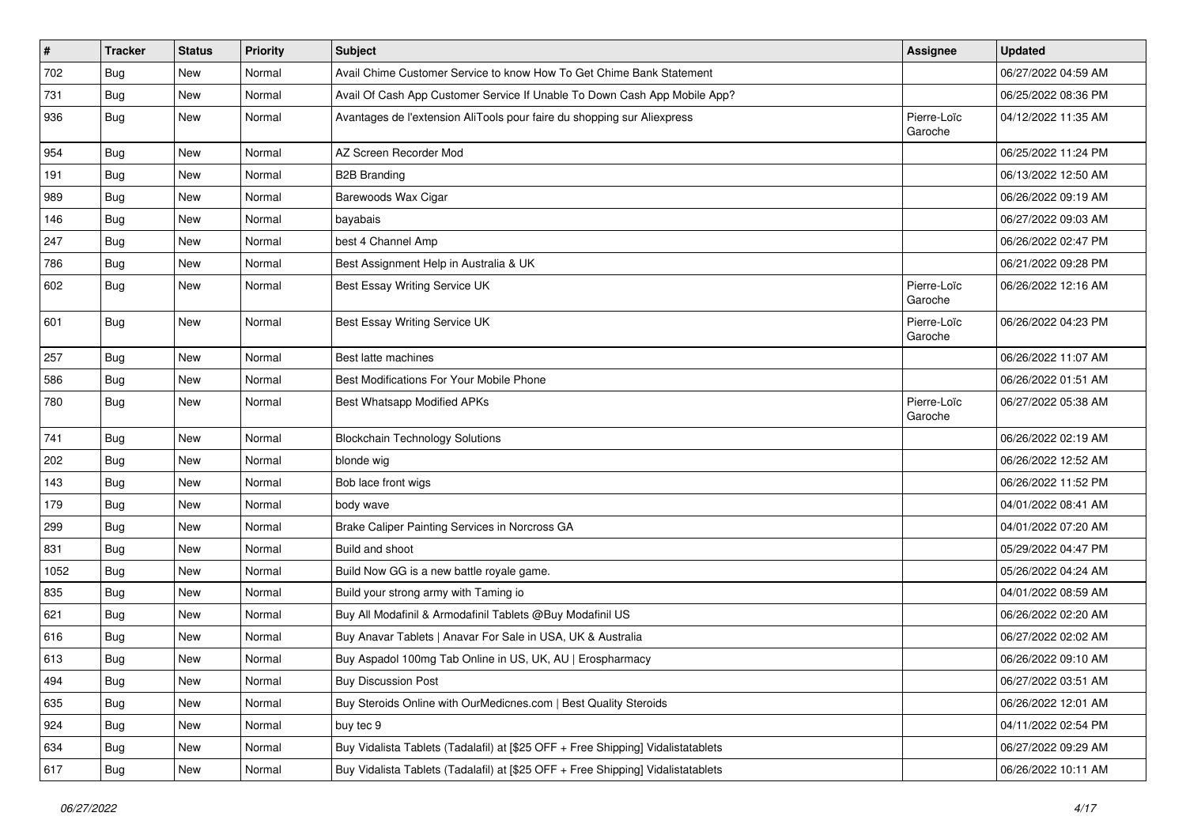| # | Tracker | Status | Priority | Subject | Assignee | Updated |
|---|---|---|---|---|---|---|
| 702 | Bug | New | Normal | Avail Chime Customer Service to know How To Get Chime Bank Statement | | 06/27/2022 04:59 AM |
| 731 | Bug | New | Normal | Avail Of Cash App Customer Service If Unable To Down Cash App Mobile App? | | 06/25/2022 08:36 PM |
| 936 | Bug | New | Normal | Avantages de l'extension AliTools pour faire du shopping sur Aliexpress | Pierre-Loïc Garoche | 04/12/2022 11:35 AM |
| 954 | Bug | New | Normal | AZ Screen Recorder Mod | | 06/25/2022 11:24 PM |
| 191 | Bug | New | Normal | B2B Branding | | 06/13/2022 12:50 AM |
| 989 | Bug | New | Normal | Barewoods Wax Cigar | | 06/26/2022 09:19 AM |
| 146 | Bug | New | Normal | bayabais | | 06/27/2022 09:03 AM |
| 247 | Bug | New | Normal | best 4 Channel Amp | | 06/26/2022 02:47 PM |
| 786 | Bug | New | Normal | Best Assignment Help in Australia & UK | | 06/21/2022 09:28 PM |
| 602 | Bug | New | Normal | Best Essay Writing Service UK | Pierre-Loïc Garoche | 06/26/2022 12:16 AM |
| 601 | Bug | New | Normal | Best Essay Writing Service UK | Pierre-Loïc Garoche | 06/26/2022 04:23 PM |
| 257 | Bug | New | Normal | Best latte machines | | 06/26/2022 11:07 AM |
| 586 | Bug | New | Normal | Best Modifications For Your Mobile Phone | | 06/26/2022 01:51 AM |
| 780 | Bug | New | Normal | Best Whatsapp Modified APKs | Pierre-Loïc Garoche | 06/27/2022 05:38 AM |
| 741 | Bug | New | Normal | Blockchain Technology Solutions | | 06/26/2022 02:19 AM |
| 202 | Bug | New | Normal | blonde wig | | 06/26/2022 12:52 AM |
| 143 | Bug | New | Normal | Bob lace front wigs | | 06/26/2022 11:52 PM |
| 179 | Bug | New | Normal | body wave | | 04/01/2022 08:41 AM |
| 299 | Bug | New | Normal | Brake Caliper Painting Services in Norcross GA | | 04/01/2022 07:20 AM |
| 831 | Bug | New | Normal | Build and shoot | | 05/29/2022 04:47 PM |
| 1052 | Bug | New | Normal | Build Now GG is a new battle royale game. | | 05/26/2022 04:24 AM |
| 835 | Bug | New | Normal | Build your strong army with Taming io | | 04/01/2022 08:59 AM |
| 621 | Bug | New | Normal | Buy All Modafinil & Armodafinil Tablets @Buy Modafinil US | | 06/26/2022 02:20 AM |
| 616 | Bug | New | Normal | Buy Anavar Tablets \| Anavar For Sale in USA, UK & Australia | | 06/27/2022 02:02 AM |
| 613 | Bug | New | Normal | Buy Aspadol 100mg Tab Online in US, UK, AU \| Erospharmacy | | 06/26/2022 09:10 AM |
| 494 | Bug | New | Normal | Buy Discussion Post | | 06/27/2022 03:51 AM |
| 635 | Bug | New | Normal | Buy Steroids Online with OurMedicnes.com \| Best Quality Steroids | | 06/26/2022 12:01 AM |
| 924 | Bug | New | Normal | buy tec 9 | | 04/11/2022 02:54 PM |
| 634 | Bug | New | Normal | Buy Vidalista Tablets (Tadalafil) at [$25 OFF + Free Shipping] Vidalistatablets | | 06/27/2022 09:29 AM |
| 617 | Bug | New | Normal | Buy Vidalista Tablets (Tadalafil) at [$25 OFF + Free Shipping] Vidalistatablets | | 06/26/2022 10:11 AM |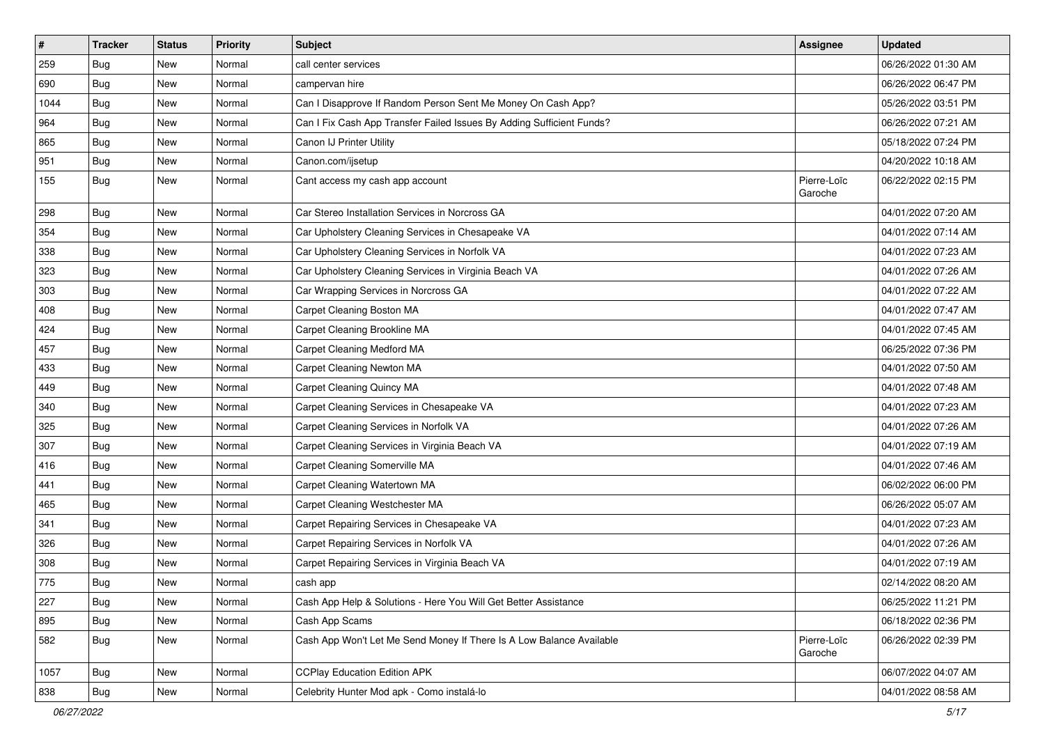| # | Tracker | Status | Priority | Subject | Assignee | Updated |
|---|---|---|---|---|---|---|
| 259 | Bug | New | Normal | call center services | | 06/26/2022 01:30 AM |
| 690 | Bug | New | Normal | campervan hire | | 06/26/2022 06:47 PM |
| 1044 | Bug | New | Normal | Can I Disapprove If Random Person Sent Me Money On Cash App? | | 05/26/2022 03:51 PM |
| 964 | Bug | New | Normal | Can I Fix Cash App Transfer Failed Issues By Adding Sufficient Funds? | | 06/26/2022 07:21 AM |
| 865 | Bug | New | Normal | Canon IJ Printer Utility | | 05/18/2022 07:24 PM |
| 951 | Bug | New | Normal | Canon.com/ijsetup | | 04/20/2022 10:18 AM |
| 155 | Bug | New | Normal | Cant access my cash app account | Pierre-Loïc Garoche | 06/22/2022 02:15 PM |
| 298 | Bug | New | Normal | Car Stereo Installation Services in Norcross GA | | 04/01/2022 07:20 AM |
| 354 | Bug | New | Normal | Car Upholstery Cleaning Services in Chesapeake VA | | 04/01/2022 07:14 AM |
| 338 | Bug | New | Normal | Car Upholstery Cleaning Services in Norfolk VA | | 04/01/2022 07:23 AM |
| 323 | Bug | New | Normal | Car Upholstery Cleaning Services in Virginia Beach VA | | 04/01/2022 07:26 AM |
| 303 | Bug | New | Normal | Car Wrapping Services in Norcross GA | | 04/01/2022 07:22 AM |
| 408 | Bug | New | Normal | Carpet Cleaning Boston MA | | 04/01/2022 07:47 AM |
| 424 | Bug | New | Normal | Carpet Cleaning Brookline MA | | 04/01/2022 07:45 AM |
| 457 | Bug | New | Normal | Carpet Cleaning Medford MA | | 06/25/2022 07:36 PM |
| 433 | Bug | New | Normal | Carpet Cleaning Newton MA | | 04/01/2022 07:50 AM |
| 449 | Bug | New | Normal | Carpet Cleaning Quincy MA | | 04/01/2022 07:48 AM |
| 340 | Bug | New | Normal | Carpet Cleaning Services in Chesapeake VA | | 04/01/2022 07:23 AM |
| 325 | Bug | New | Normal | Carpet Cleaning Services in Norfolk VA | | 04/01/2022 07:26 AM |
| 307 | Bug | New | Normal | Carpet Cleaning Services in Virginia Beach VA | | 04/01/2022 07:19 AM |
| 416 | Bug | New | Normal | Carpet Cleaning Somerville MA | | 04/01/2022 07:46 AM |
| 441 | Bug | New | Normal | Carpet Cleaning Watertown MA | | 06/02/2022 06:00 PM |
| 465 | Bug | New | Normal | Carpet Cleaning Westchester MA | | 06/26/2022 05:07 AM |
| 341 | Bug | New | Normal | Carpet Repairing Services in Chesapeake VA | | 04/01/2022 07:23 AM |
| 326 | Bug | New | Normal | Carpet Repairing Services in Norfolk VA | | 04/01/2022 07:26 AM |
| 308 | Bug | New | Normal | Carpet Repairing Services in Virginia Beach VA | | 04/01/2022 07:19 AM |
| 775 | Bug | New | Normal | cash app | | 02/14/2022 08:20 AM |
| 227 | Bug | New | Normal | Cash App Help & Solutions - Here You Will Get Better Assistance | | 06/25/2022 11:21 PM |
| 895 | Bug | New | Normal | Cash App Scams | | 06/18/2022 02:36 PM |
| 582 | Bug | New | Normal | Cash App Won't Let Me Send Money If There Is A Low Balance Available | Pierre-Loïc Garoche | 06/26/2022 02:39 PM |
| 1057 | Bug | New | Normal | CCPlay Education Edition APK | | 06/07/2022 04:07 AM |
| 838 | Bug | New | Normal | Celebrity Hunter Mod apk - Como instalá-lo | | 04/01/2022 08:58 AM |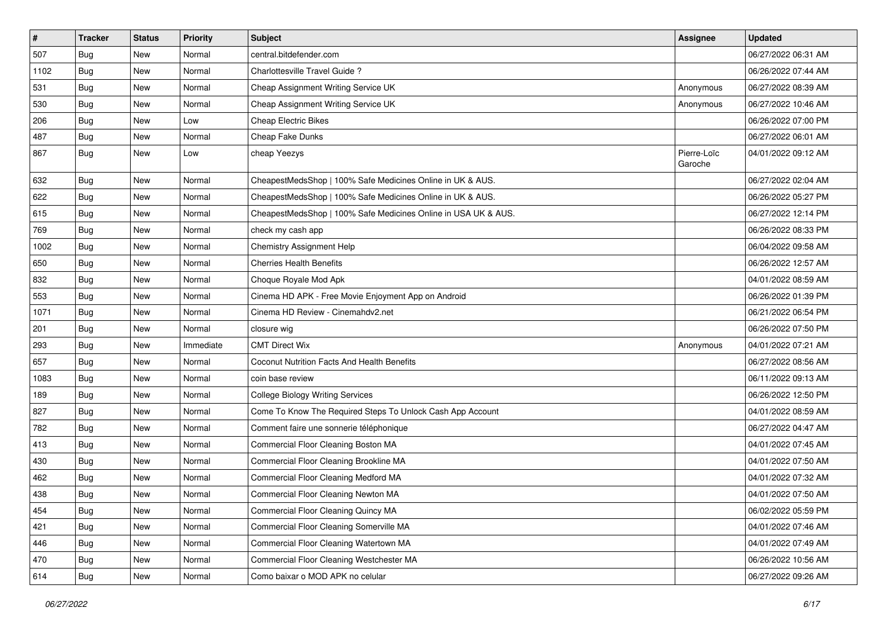| # | Tracker | Status | Priority | Subject | Assignee | Updated |
|---|---|---|---|---|---|---|
| 507 | Bug | New | Normal | central.bitdefender.com | | 06/27/2022 06:31 AM |
| 1102 | Bug | New | Normal | Charlottesville Travel Guide ? | | 06/26/2022 07:44 AM |
| 531 | Bug | New | Normal | Cheap Assignment Writing Service UK | Anonymous | 06/27/2022 08:39 AM |
| 530 | Bug | New | Normal | Cheap Assignment Writing Service UK | Anonymous | 06/27/2022 10:46 AM |
| 206 | Bug | New | Low | Cheap Electric Bikes | | 06/26/2022 07:00 PM |
| 487 | Bug | New | Normal | Cheap Fake Dunks | | 06/27/2022 06:01 AM |
| 867 | Bug | New | Low | cheap Yeezys | Pierre-Loïc Garoche | 04/01/2022 09:12 AM |
| 632 | Bug | New | Normal | CheapestMedsShop \| 100% Safe Medicines Online in UK & AUS. | | 06/27/2022 02:04 AM |
| 622 | Bug | New | Normal | CheapestMedsShop \| 100% Safe Medicines Online in UK & AUS. | | 06/26/2022 05:27 PM |
| 615 | Bug | New | Normal | CheapestMedsShop \| 100% Safe Medicines Online in USA UK & AUS. | | 06/27/2022 12:14 PM |
| 769 | Bug | New | Normal | check my cash app | | 06/26/2022 08:33 PM |
| 1002 | Bug | New | Normal | Chemistry Assignment Help | | 06/04/2022 09:58 AM |
| 650 | Bug | New | Normal | Cherries Health Benefits | | 06/26/2022 12:57 AM |
| 832 | Bug | New | Normal | Choque Royale Mod Apk | | 04/01/2022 08:59 AM |
| 553 | Bug | New | Normal | Cinema HD APK - Free Movie Enjoyment App on Android | | 06/26/2022 01:39 PM |
| 1071 | Bug | New | Normal | Cinema HD Review - Cinemahdv2.net | | 06/21/2022 06:54 PM |
| 201 | Bug | New | Normal | closure wig | | 06/26/2022 07:50 PM |
| 293 | Bug | New | Immediate | CMT Direct Wix | Anonymous | 04/01/2022 07:21 AM |
| 657 | Bug | New | Normal | Coconut Nutrition Facts And Health Benefits | | 06/27/2022 08:56 AM |
| 1083 | Bug | New | Normal | coin base review | | 06/11/2022 09:13 AM |
| 189 | Bug | New | Normal | College Biology Writing Services | | 06/26/2022 12:50 PM |
| 827 | Bug | New | Normal | Come To Know The Required Steps To Unlock Cash App Account | | 04/01/2022 08:59 AM |
| 782 | Bug | New | Normal | Comment faire une sonnerie téléphonique | | 06/27/2022 04:47 AM |
| 413 | Bug | New | Normal | Commercial Floor Cleaning Boston MA | | 04/01/2022 07:45 AM |
| 430 | Bug | New | Normal | Commercial Floor Cleaning Brookline MA | | 04/01/2022 07:50 AM |
| 462 | Bug | New | Normal | Commercial Floor Cleaning Medford MA | | 04/01/2022 07:32 AM |
| 438 | Bug | New | Normal | Commercial Floor Cleaning Newton MA | | 04/01/2022 07:50 AM |
| 454 | Bug | New | Normal | Commercial Floor Cleaning Quincy MA | | 06/02/2022 05:59 PM |
| 421 | Bug | New | Normal | Commercial Floor Cleaning Somerville MA | | 04/01/2022 07:46 AM |
| 446 | Bug | New | Normal | Commercial Floor Cleaning Watertown MA | | 04/01/2022 07:49 AM |
| 470 | Bug | New | Normal | Commercial Floor Cleaning Westchester MA | | 06/26/2022 10:56 AM |
| 614 | Bug | New | Normal | Como baixar o MOD APK no celular | | 06/27/2022 09:26 AM |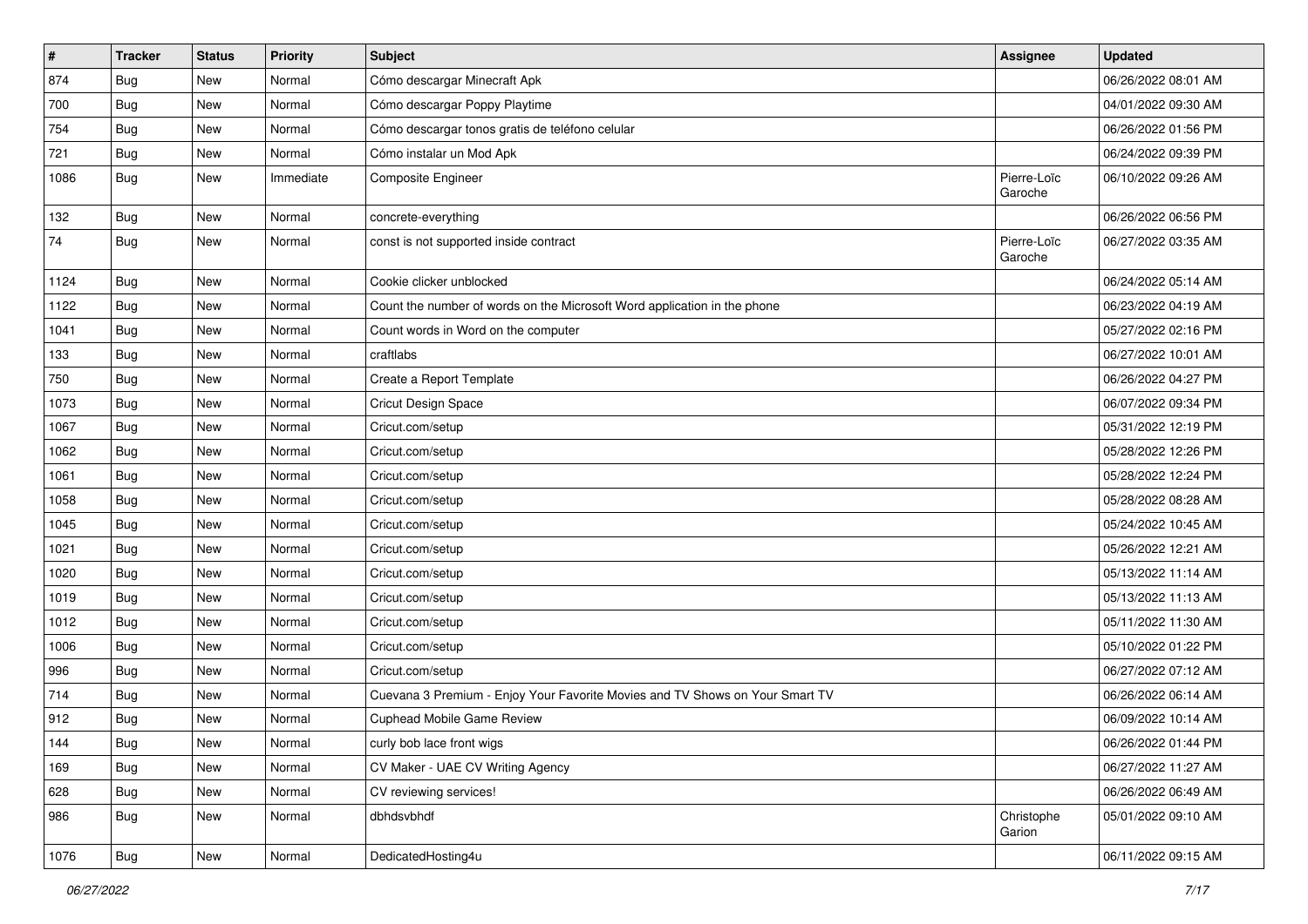| # | Tracker | Status | Priority | Subject | Assignee | Updated |
| --- | --- | --- | --- | --- | --- | --- |
| 874 | Bug | New | Normal | Cómo descargar Minecraft Apk | | 06/26/2022 08:01 AM |
| 700 | Bug | New | Normal | Cómo descargar Poppy Playtime | | 04/01/2022 09:30 AM |
| 754 | Bug | New | Normal | Cómo descargar tonos gratis de teléfono celular | | 06/26/2022 01:56 PM |
| 721 | Bug | New | Normal | Cómo instalar un Mod Apk | | 06/24/2022 09:39 PM |
| 1086 | Bug | New | Immediate | Composite Engineer | Pierre-Loïc Garoche | 06/10/2022 09:26 AM |
| 132 | Bug | New | Normal | concrete-everything | | 06/26/2022 06:56 PM |
| 74 | Bug | New | Normal | const is not supported inside contract | Pierre-Loïc Garoche | 06/27/2022 03:35 AM |
| 1124 | Bug | New | Normal | Cookie clicker unblocked | | 06/24/2022 05:14 AM |
| 1122 | Bug | New | Normal | Count the number of words on the Microsoft Word application in the phone | | 06/23/2022 04:19 AM |
| 1041 | Bug | New | Normal | Count words in Word on the computer | | 05/27/2022 02:16 PM |
| 133 | Bug | New | Normal | craftlabs | | 06/27/2022 10:01 AM |
| 750 | Bug | New | Normal | Create a Report Template | | 06/26/2022 04:27 PM |
| 1073 | Bug | New | Normal | Cricut Design Space | | 06/07/2022 09:34 PM |
| 1067 | Bug | New | Normal | Cricut.com/setup | | 05/31/2022 12:19 PM |
| 1062 | Bug | New | Normal | Cricut.com/setup | | 05/28/2022 12:26 PM |
| 1061 | Bug | New | Normal | Cricut.com/setup | | 05/28/2022 12:24 PM |
| 1058 | Bug | New | Normal | Cricut.com/setup | | 05/28/2022 08:28 AM |
| 1045 | Bug | New | Normal | Cricut.com/setup | | 05/24/2022 10:45 AM |
| 1021 | Bug | New | Normal | Cricut.com/setup | | 05/26/2022 12:21 AM |
| 1020 | Bug | New | Normal | Cricut.com/setup | | 05/13/2022 11:14 AM |
| 1019 | Bug | New | Normal | Cricut.com/setup | | 05/13/2022 11:13 AM |
| 1012 | Bug | New | Normal | Cricut.com/setup | | 05/11/2022 11:30 AM |
| 1006 | Bug | New | Normal | Cricut.com/setup | | 05/10/2022 01:22 PM |
| 996 | Bug | New | Normal | Cricut.com/setup | | 06/27/2022 07:12 AM |
| 714 | Bug | New | Normal | Cuevana 3 Premium - Enjoy Your Favorite Movies and TV Shows on Your Smart TV | | 06/26/2022 06:14 AM |
| 912 | Bug | New | Normal | Cuphead Mobile Game Review | | 06/09/2022 10:14 AM |
| 144 | Bug | New | Normal | curly bob lace front wigs | | 06/26/2022 01:44 PM |
| 169 | Bug | New | Normal | CV Maker - UAE CV Writing Agency | | 06/27/2022 11:27 AM |
| 628 | Bug | New | Normal | CV reviewing services! | | 06/26/2022 06:49 AM |
| 986 | Bug | New | Normal | dbhdsvbhdf | Christophe Garion | 05/01/2022 09:10 AM |
| 1076 | Bug | New | Normal | DedicatedHosting4u | | 06/11/2022 09:15 AM |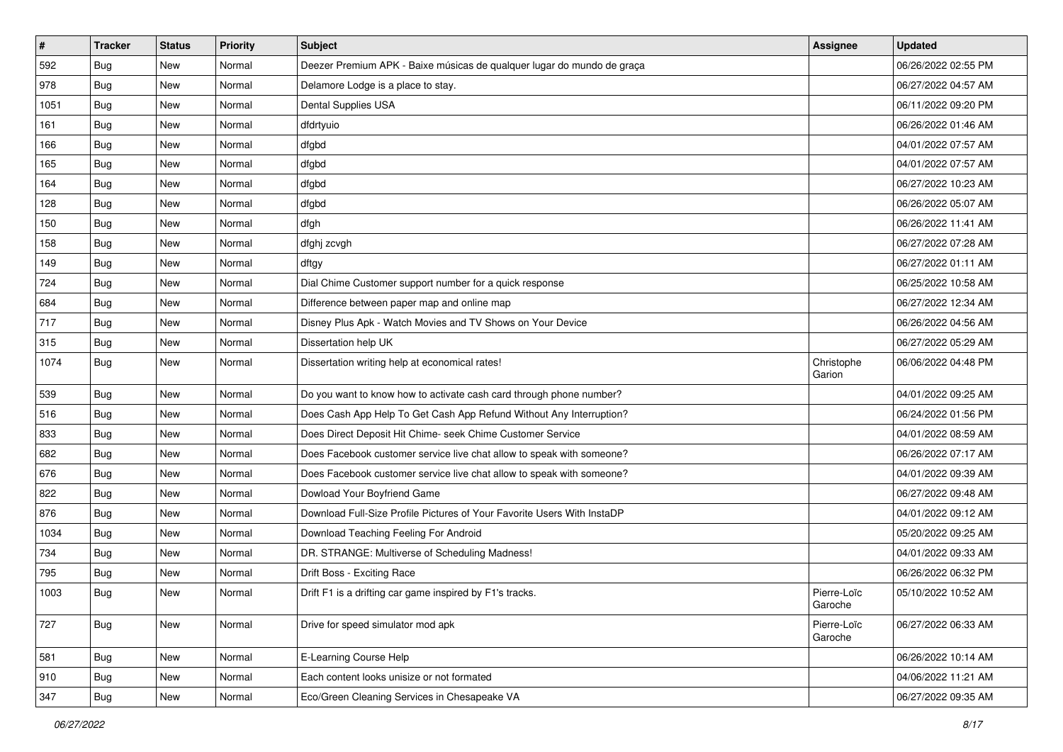| # | Tracker | Status | Priority | Subject | Assignee | Updated |
|---|---|---|---|---|---|---|
| 592 | Bug | New | Normal | Deezer Premium APK - Baixe músicas de qualquer lugar do mundo de graça | | 06/26/2022 02:55 PM |
| 978 | Bug | New | Normal | Delamore Lodge is a place to stay. | | 06/27/2022 04:57 AM |
| 1051 | Bug | New | Normal | Dental Supplies USA | | 06/11/2022 09:20 PM |
| 161 | Bug | New | Normal | dfdrtyuio | | 06/26/2022 01:46 AM |
| 166 | Bug | New | Normal | dfgbd | | 04/01/2022 07:57 AM |
| 165 | Bug | New | Normal | dfgbd | | 04/01/2022 07:57 AM |
| 164 | Bug | New | Normal | dfgbd | | 06/27/2022 10:23 AM |
| 128 | Bug | New | Normal | dfgbd | | 06/26/2022 05:07 AM |
| 150 | Bug | New | Normal | dfgh | | 06/26/2022 11:41 AM |
| 158 | Bug | New | Normal | dfghj zcvgh | | 06/27/2022 07:28 AM |
| 149 | Bug | New | Normal | dftgy | | 06/27/2022 01:11 AM |
| 724 | Bug | New | Normal | Dial Chime Customer support number for a quick response | | 06/25/2022 10:58 AM |
| 684 | Bug | New | Normal | Difference between paper map and online map | | 06/27/2022 12:34 AM |
| 717 | Bug | New | Normal | Disney Plus Apk - Watch Movies and TV Shows on Your Device | | 06/26/2022 04:56 AM |
| 315 | Bug | New | Normal | Dissertation help UK | | 06/27/2022 05:29 AM |
| 1074 | Bug | New | Normal | Dissertation writing help at economical rates! | Christophe Garion | 06/06/2022 04:48 PM |
| 539 | Bug | New | Normal | Do you want to know how to activate cash card through phone number? | | 04/01/2022 09:25 AM |
| 516 | Bug | New | Normal | Does Cash App Help To Get Cash App Refund Without Any Interruption? | | 06/24/2022 01:56 PM |
| 833 | Bug | New | Normal | Does Direct Deposit Hit Chime- seek Chime Customer Service | | 04/01/2022 08:59 AM |
| 682 | Bug | New | Normal | Does Facebook customer service live chat allow to speak with someone? | | 06/26/2022 07:17 AM |
| 676 | Bug | New | Normal | Does Facebook customer service live chat allow to speak with someone? | | 04/01/2022 09:39 AM |
| 822 | Bug | New | Normal | Dowload Your Boyfriend Game | | 06/27/2022 09:48 AM |
| 876 | Bug | New | Normal | Download Full-Size Profile Pictures of Your Favorite Users With InstaDP | | 04/01/2022 09:12 AM |
| 1034 | Bug | New | Normal | Download Teaching Feeling For Android | | 05/20/2022 09:25 AM |
| 734 | Bug | New | Normal | DR. STRANGE: Multiverse of Scheduling Madness! | | 04/01/2022 09:33 AM |
| 795 | Bug | New | Normal | Drift Boss - Exciting Race | | 06/26/2022 06:32 PM |
| 1003 | Bug | New | Normal | Drift F1 is a drifting car game inspired by F1's tracks. | Pierre-Loïc Garoche | 05/10/2022 10:52 AM |
| 727 | Bug | New | Normal | Drive for speed simulator mod apk | Pierre-Loïc Garoche | 06/27/2022 06:33 AM |
| 581 | Bug | New | Normal | E-Learning Course Help | | 06/26/2022 10:14 AM |
| 910 | Bug | New | Normal | Each content looks unisize or not formated | | 04/06/2022 11:21 AM |
| 347 | Bug | New | Normal | Eco/Green Cleaning Services in Chesapeake VA | | 06/27/2022 09:35 AM |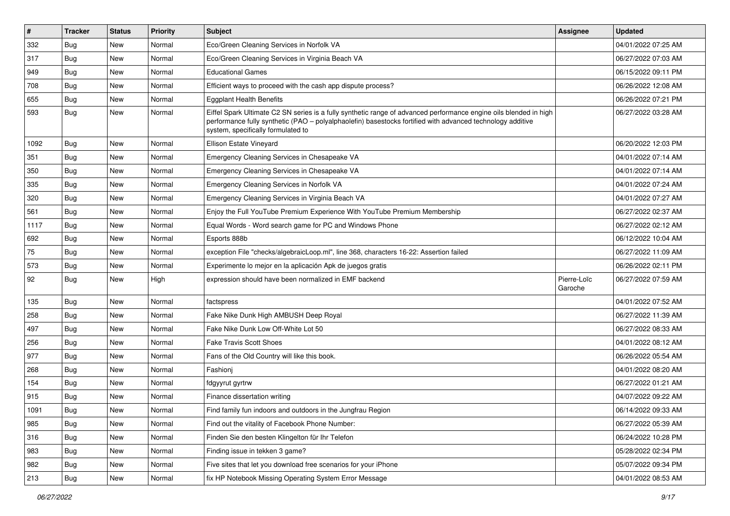| # | Tracker | Status | Priority | Subject | Assignee | Updated |
|---|---|---|---|---|---|---|
| 332 | Bug | New | Normal | Eco/Green Cleaning Services in Norfolk VA | | 04/01/2022 07:25 AM |
| 317 | Bug | New | Normal | Eco/Green Cleaning Services in Virginia Beach VA | | 06/27/2022 07:03 AM |
| 949 | Bug | New | Normal | Educational Games | | 06/15/2022 09:11 PM |
| 708 | Bug | New | Normal | Efficient ways to proceed with the cash app dispute process? | | 06/26/2022 12:08 AM |
| 655 | Bug | New | Normal | Eggplant Health Benefits | | 06/26/2022 07:21 PM |
| 593 | Bug | New | Normal | Eiffel Spark Ultimate C2 SN series is a fully synthetic range of advanced performance engine oils blended in high performance fully synthetic (PAO – polyalphaolefin) basestocks fortified with advanced technology additive system, specifically formulated to | | 06/27/2022 03:28 AM |
| 1092 | Bug | New | Normal | Ellison Estate Vineyard | | 06/20/2022 12:03 PM |
| 351 | Bug | New | Normal | Emergency Cleaning Services in Chesapeake VA | | 04/01/2022 07:14 AM |
| 350 | Bug | New | Normal | Emergency Cleaning Services in Chesapeake VA | | 04/01/2022 07:14 AM |
| 335 | Bug | New | Normal | Emergency Cleaning Services in Norfolk VA | | 04/01/2022 07:24 AM |
| 320 | Bug | New | Normal | Emergency Cleaning Services in Virginia Beach VA | | 04/01/2022 07:27 AM |
| 561 | Bug | New | Normal | Enjoy the Full YouTube Premium Experience With YouTube Premium Membership | | 06/27/2022 02:37 AM |
| 1117 | Bug | New | Normal | Equal Words - Word search game for PC and Windows Phone | | 06/27/2022 02:12 AM |
| 692 | Bug | New | Normal | Esports 888b | | 06/12/2022 10:04 AM |
| 75 | Bug | New | Normal | exception File "checks/algebraicLoop.ml", line 368, characters 16-22: Assertion failed | | 06/27/2022 11:09 AM |
| 573 | Bug | New | Normal | Experimente lo mejor en la aplicación Apk de juegos gratis | | 06/26/2022 02:11 PM |
| 92 | Bug | New | High | expression should have been normalized in EMF backend | Pierre-Loïc Garoche | 06/27/2022 07:59 AM |
| 135 | Bug | New | Normal | factspress | | 04/01/2022 07:52 AM |
| 258 | Bug | New | Normal | Fake Nike Dunk High AMBUSH Deep Royal | | 06/27/2022 11:39 AM |
| 497 | Bug | New | Normal | Fake Nike Dunk Low Off-White Lot 50 | | 06/27/2022 08:33 AM |
| 256 | Bug | New | Normal | Fake Travis Scott Shoes | | 04/01/2022 08:12 AM |
| 977 | Bug | New | Normal | Fans of the Old Country will like this book. | | 06/26/2022 05:54 AM |
| 268 | Bug | New | Normal | Fashionj | | 04/01/2022 08:20 AM |
| 154 | Bug | New | Normal | fdgyyrut gyrtrw | | 06/27/2022 01:21 AM |
| 915 | Bug | New | Normal | Finance dissertation writing | | 04/07/2022 09:22 AM |
| 1091 | Bug | New | Normal | Find family fun indoors and outdoors in the Jungfrau Region | | 06/14/2022 09:33 AM |
| 985 | Bug | New | Normal | Find out the vitality of Facebook Phone Number: | | 06/27/2022 05:39 AM |
| 316 | Bug | New | Normal | Finden Sie den besten Klingelton für Ihr Telefon | | 06/24/2022 10:28 PM |
| 983 | Bug | New | Normal | Finding issue in tekken 3 game? | | 05/28/2022 02:34 PM |
| 982 | Bug | New | Normal | Five sites that let you download free scenarios for your iPhone | | 05/07/2022 09:34 PM |
| 213 | Bug | New | Normal | fix HP Notebook Missing Operating System Error Message | | 04/01/2022 08:53 AM |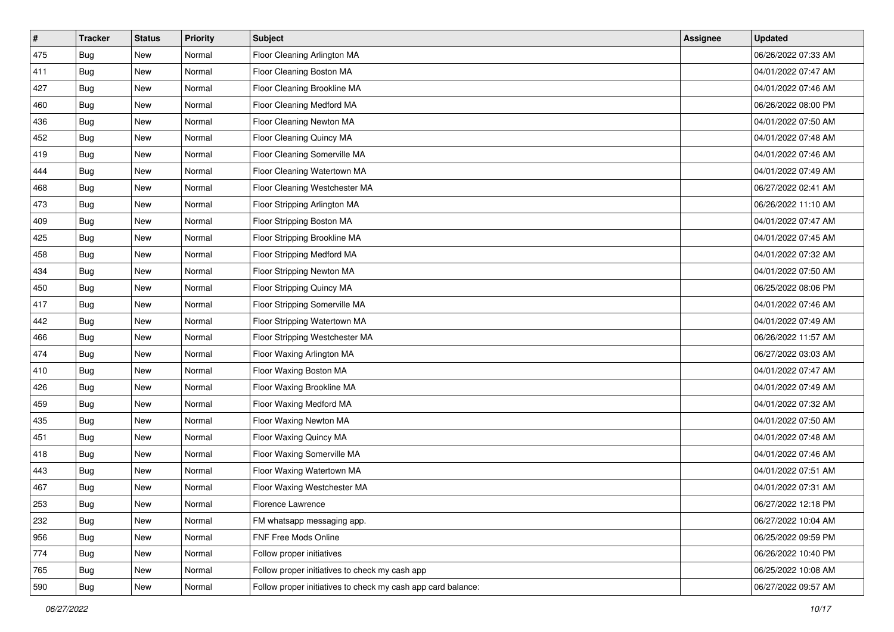| # | Tracker | Status | Priority | Subject | Assignee | Updated |
|---|---|---|---|---|---|---|
| 475 | Bug | New | Normal | Floor Cleaning Arlington MA | | 06/26/2022 07:33 AM |
| 411 | Bug | New | Normal | Floor Cleaning Boston MA | | 04/01/2022 07:47 AM |
| 427 | Bug | New | Normal | Floor Cleaning Brookline MA | | 04/01/2022 07:46 AM |
| 460 | Bug | New | Normal | Floor Cleaning Medford MA | | 06/26/2022 08:00 PM |
| 436 | Bug | New | Normal | Floor Cleaning Newton MA | | 04/01/2022 07:50 AM |
| 452 | Bug | New | Normal | Floor Cleaning Quincy MA | | 04/01/2022 07:48 AM |
| 419 | Bug | New | Normal | Floor Cleaning Somerville MA | | 04/01/2022 07:46 AM |
| 444 | Bug | New | Normal | Floor Cleaning Watertown MA | | 04/01/2022 07:49 AM |
| 468 | Bug | New | Normal | Floor Cleaning Westchester MA | | 06/27/2022 02:41 AM |
| 473 | Bug | New | Normal | Floor Stripping Arlington MA | | 06/26/2022 11:10 AM |
| 409 | Bug | New | Normal | Floor Stripping Boston MA | | 04/01/2022 07:47 AM |
| 425 | Bug | New | Normal | Floor Stripping Brookline MA | | 04/01/2022 07:45 AM |
| 458 | Bug | New | Normal | Floor Stripping Medford MA | | 04/01/2022 07:32 AM |
| 434 | Bug | New | Normal | Floor Stripping Newton MA | | 04/01/2022 07:50 AM |
| 450 | Bug | New | Normal | Floor Stripping Quincy MA | | 06/25/2022 08:06 PM |
| 417 | Bug | New | Normal | Floor Stripping Somerville MA | | 04/01/2022 07:46 AM |
| 442 | Bug | New | Normal | Floor Stripping Watertown MA | | 04/01/2022 07:49 AM |
| 466 | Bug | New | Normal | Floor Stripping Westchester MA | | 06/26/2022 11:57 AM |
| 474 | Bug | New | Normal | Floor Waxing Arlington MA | | 06/27/2022 03:03 AM |
| 410 | Bug | New | Normal | Floor Waxing Boston MA | | 04/01/2022 07:47 AM |
| 426 | Bug | New | Normal | Floor Waxing Brookline MA | | 04/01/2022 07:49 AM |
| 459 | Bug | New | Normal | Floor Waxing Medford MA | | 04/01/2022 07:32 AM |
| 435 | Bug | New | Normal | Floor Waxing Newton MA | | 04/01/2022 07:50 AM |
| 451 | Bug | New | Normal | Floor Waxing Quincy MA | | 04/01/2022 07:48 AM |
| 418 | Bug | New | Normal | Floor Waxing Somerville MA | | 04/01/2022 07:46 AM |
| 443 | Bug | New | Normal | Floor Waxing Watertown MA | | 04/01/2022 07:51 AM |
| 467 | Bug | New | Normal | Floor Waxing Westchester MA | | 04/01/2022 07:31 AM |
| 253 | Bug | New | Normal | Florence Lawrence | | 06/27/2022 12:18 PM |
| 232 | Bug | New | Normal | FM whatsapp messaging app. | | 06/27/2022 10:04 AM |
| 956 | Bug | New | Normal | FNF Free Mods Online | | 06/25/2022 09:59 PM |
| 774 | Bug | New | Normal | Follow proper initiatives | | 06/26/2022 10:40 PM |
| 765 | Bug | New | Normal | Follow proper initiatives to check my cash app | | 06/25/2022 10:08 AM |
| 590 | Bug | New | Normal | Follow proper initiatives to check my cash app card balance: | | 06/27/2022 09:57 AM |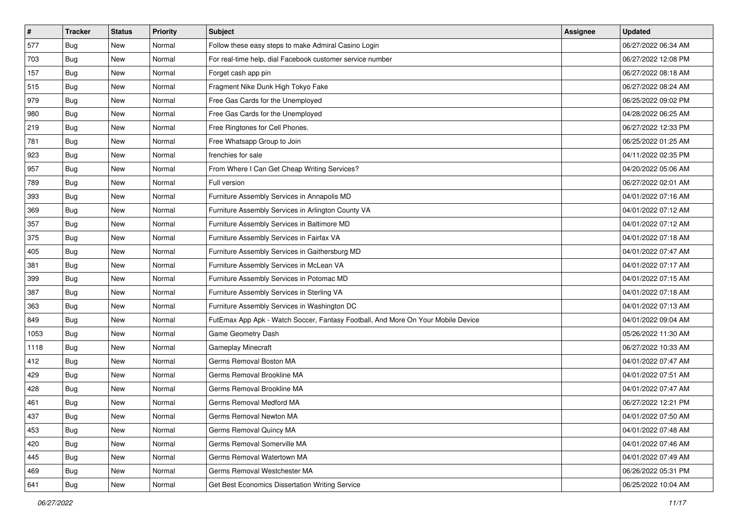| # | Tracker | Status | Priority | Subject | Assignee | Updated |
| --- | --- | --- | --- | --- | --- | --- |
| 577 | Bug | New | Normal | Follow these easy steps to make Admiral Casino Login | | 06/27/2022 06:34 AM |
| 703 | Bug | New | Normal | For real-time help, dial Facebook customer service number | | 06/27/2022 12:08 PM |
| 157 | Bug | New | Normal | Forget cash app pin | | 06/27/2022 08:18 AM |
| 515 | Bug | New | Normal | Fragment Nike Dunk High Tokyo Fake | | 06/27/2022 08:24 AM |
| 979 | Bug | New | Normal | Free Gas Cards for the Unemployed | | 06/25/2022 09:02 PM |
| 980 | Bug | New | Normal | Free Gas Cards for the Unemployed | | 04/28/2022 06:25 AM |
| 219 | Bug | New | Normal | Free Ringtones for Cell Phones. | | 06/27/2022 12:33 PM |
| 781 | Bug | New | Normal | Free Whatsapp Group to Join | | 06/25/2022 01:25 AM |
| 923 | Bug | New | Normal | frenchies for sale | | 04/11/2022 02:35 PM |
| 957 | Bug | New | Normal | From Where I Can Get Cheap Writing Services? | | 04/20/2022 05:06 AM |
| 789 | Bug | New | Normal | Full version | | 06/27/2022 02:01 AM |
| 393 | Bug | New | Normal | Furniture Assembly Services in Annapolis MD | | 04/01/2022 07:16 AM |
| 369 | Bug | New | Normal | Furniture Assembly Services in Arlington County VA | | 04/01/2022 07:12 AM |
| 357 | Bug | New | Normal | Furniture Assembly Services in Baltimore MD | | 04/01/2022 07:12 AM |
| 375 | Bug | New | Normal | Furniture Assembly Services in Fairfax VA | | 04/01/2022 07:18 AM |
| 405 | Bug | New | Normal | Furniture Assembly Services in Gaithersburg MD | | 04/01/2022 07:47 AM |
| 381 | Bug | New | Normal | Furniture Assembly Services in McLean VA | | 04/01/2022 07:17 AM |
| 399 | Bug | New | Normal | Furniture Assembly Services in Potomac MD | | 04/01/2022 07:15 AM |
| 387 | Bug | New | Normal | Furniture Assembly Services in Sterling VA | | 04/01/2022 07:18 AM |
| 363 | Bug | New | Normal | Furniture Assembly Services in Washington DC | | 04/01/2022 07:13 AM |
| 849 | Bug | New | Normal | FutEmax App Apk - Watch Soccer, Fantasy Football, And More On Your Mobile Device | | 04/01/2022 09:04 AM |
| 1053 | Bug | New | Normal | Game Geometry Dash | | 05/26/2022 11:30 AM |
| 1118 | Bug | New | Normal | Gameplay Minecraft | | 06/27/2022 10:33 AM |
| 412 | Bug | New | Normal | Germs Removal Boston MA | | 04/01/2022 07:47 AM |
| 429 | Bug | New | Normal | Germs Removal Brookline MA | | 04/01/2022 07:51 AM |
| 428 | Bug | New | Normal | Germs Removal Brookline MA | | 04/01/2022 07:47 AM |
| 461 | Bug | New | Normal | Germs Removal Medford MA | | 06/27/2022 12:21 PM |
| 437 | Bug | New | Normal | Germs Removal Newton MA | | 04/01/2022 07:50 AM |
| 453 | Bug | New | Normal | Germs Removal Quincy MA | | 04/01/2022 07:48 AM |
| 420 | Bug | New | Normal | Germs Removal Somerville MA | | 04/01/2022 07:46 AM |
| 445 | Bug | New | Normal | Germs Removal Watertown MA | | 04/01/2022 07:49 AM |
| 469 | Bug | New | Normal | Germs Removal Westchester MA | | 06/26/2022 05:31 PM |
| 641 | Bug | New | Normal | Get Best Economics Dissertation Writing Service | | 06/25/2022 10:04 AM |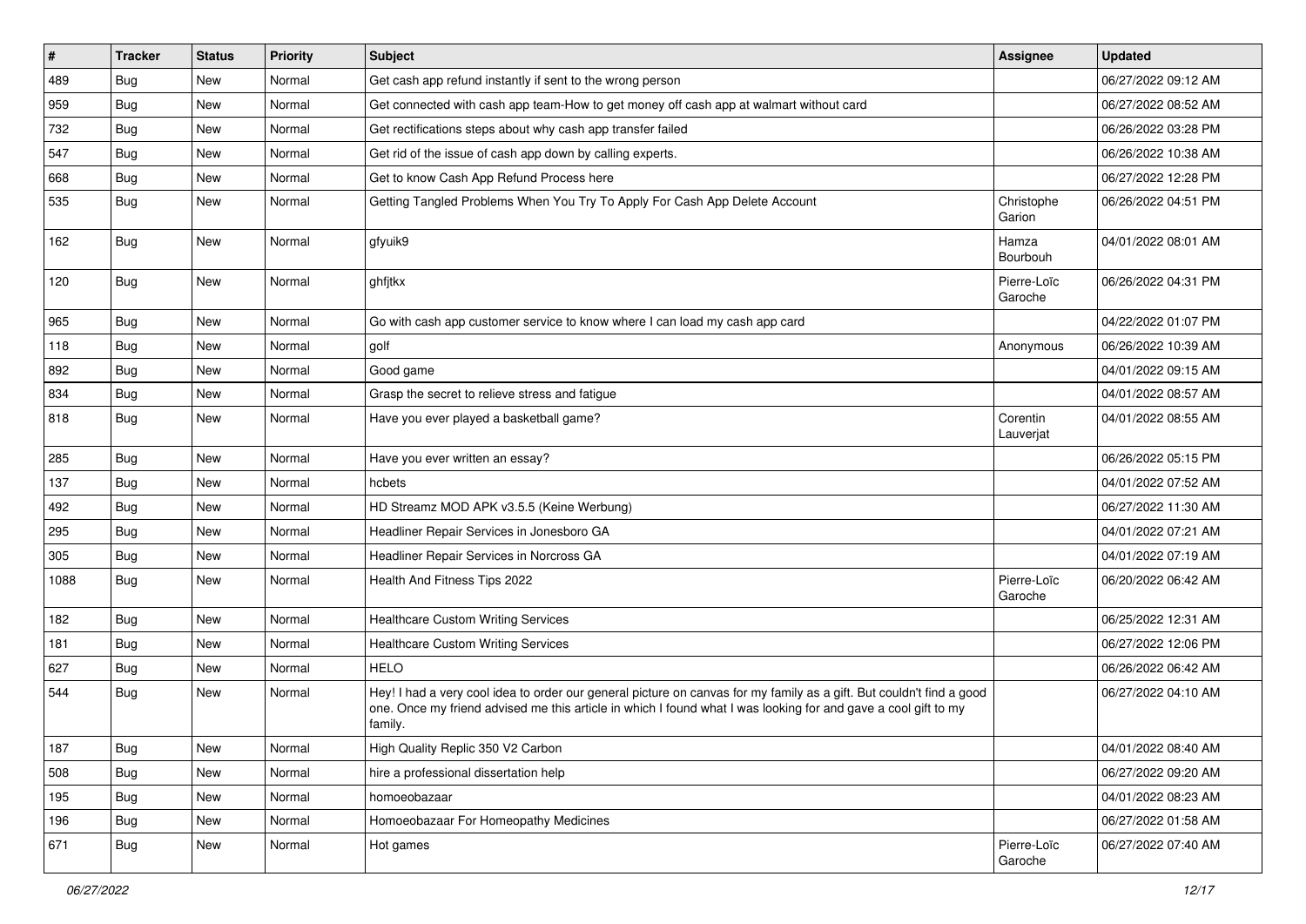| # | Tracker | Status | Priority | Subject | Assignee | Updated |
| --- | --- | --- | --- | --- | --- | --- |
| 489 | Bug | New | Normal | Get cash app refund instantly if sent to the wrong person | | 06/27/2022 09:12 AM |
| 959 | Bug | New | Normal | Get connected with cash app team-How to get money off cash app at walmart without card | | 06/27/2022 08:52 AM |
| 732 | Bug | New | Normal | Get rectifications steps about why cash app transfer failed | | 06/26/2022 03:28 PM |
| 547 | Bug | New | Normal | Get rid of the issue of cash app down by calling experts. | | 06/26/2022 10:38 AM |
| 668 | Bug | New | Normal | Get to know Cash App Refund Process here | | 06/27/2022 12:28 PM |
| 535 | Bug | New | Normal | Getting Tangled Problems When You Try To Apply For Cash App Delete Account | Christophe Garion | 06/26/2022 04:51 PM |
| 162 | Bug | New | Normal | gfyuik9 | Hamza Bourbouh | 04/01/2022 08:01 AM |
| 120 | Bug | New | Normal | ghfjtkx | Pierre-Loïc Garoche | 06/26/2022 04:31 PM |
| 965 | Bug | New | Normal | Go with cash app customer service to know where I can load my cash app card | | 04/22/2022 01:07 PM |
| 118 | Bug | New | Normal | golf | Anonymous | 06/26/2022 10:39 AM |
| 892 | Bug | New | Normal | Good game | | 04/01/2022 09:15 AM |
| 834 | Bug | New | Normal | Grasp the secret to relieve stress and fatigue | | 04/01/2022 08:57 AM |
| 818 | Bug | New | Normal | Have you ever played a basketball game? | Corentin Lauverjat | 04/01/2022 08:55 AM |
| 285 | Bug | New | Normal | Have you ever written an essay? | | 06/26/2022 05:15 PM |
| 137 | Bug | New | Normal | hcbets | | 04/01/2022 07:52 AM |
| 492 | Bug | New | Normal | HD Streamz MOD APK v3.5.5 (Keine Werbung) | | 06/27/2022 11:30 AM |
| 295 | Bug | New | Normal | Headliner Repair Services in Jonesboro GA | | 04/01/2022 07:21 AM |
| 305 | Bug | New | Normal | Headliner Repair Services in Norcross GA | | 04/01/2022 07:19 AM |
| 1088 | Bug | New | Normal | Health And Fitness Tips 2022 | Pierre-Loïc Garoche | 06/20/2022 06:42 AM |
| 182 | Bug | New | Normal | Healthcare Custom Writing Services | | 06/25/2022 12:31 AM |
| 181 | Bug | New | Normal | Healthcare Custom Writing Services | | 06/27/2022 12:06 PM |
| 627 | Bug | New | Normal | HELO | | 06/26/2022 06:42 AM |
| 544 | Bug | New | Normal | Hey! I had a very cool idea to order our general picture on canvas for my family as a gift. But couldn't find a good one. Once my friend advised me this article in which I found what I was looking for and gave a cool gift to my family. | | 06/27/2022 04:10 AM |
| 187 | Bug | New | Normal | High Quality Replic 350 V2 Carbon | | 04/01/2022 08:40 AM |
| 508 | Bug | New | Normal | hire a professional dissertation help | | 06/27/2022 09:20 AM |
| 195 | Bug | New | Normal | homoeobazaar | | 04/01/2022 08:23 AM |
| 196 | Bug | New | Normal | Homoeobazaar For Homeopathy Medicines | | 06/27/2022 01:58 AM |
| 671 | Bug | New | Normal | Hot games | Pierre-Loïc Garoche | 06/27/2022 07:40 AM |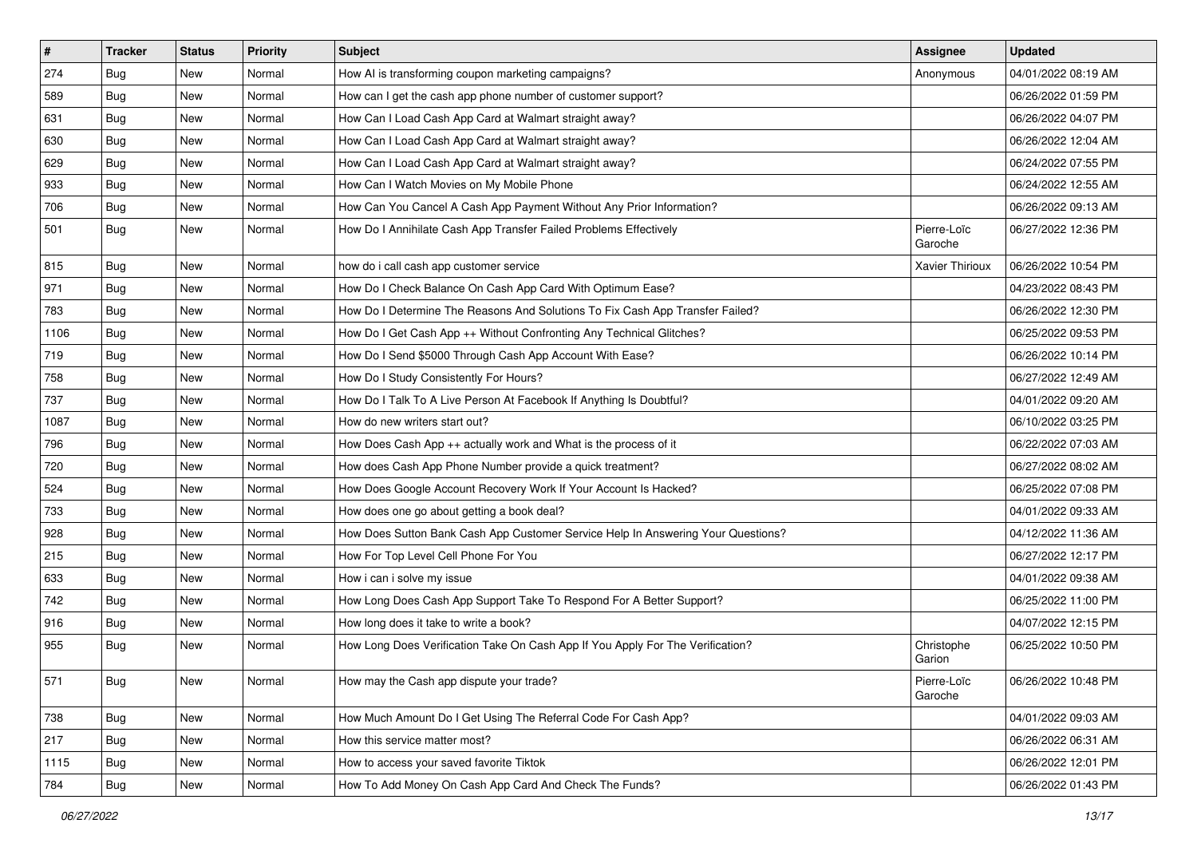| # | Tracker | Status | Priority | Subject | Assignee | Updated |
|---|---|---|---|---|---|---|
| 274 | Bug | New | Normal | How AI is transforming coupon marketing campaigns? | Anonymous | 04/01/2022 08:19 AM |
| 589 | Bug | New | Normal | How can I get the cash app phone number of customer support? | | 06/26/2022 01:59 PM |
| 631 | Bug | New | Normal | How Can I Load Cash App Card at Walmart straight away? | | 06/26/2022 04:07 PM |
| 630 | Bug | New | Normal | How Can I Load Cash App Card at Walmart straight away? | | 06/26/2022 12:04 AM |
| 629 | Bug | New | Normal | How Can I Load Cash App Card at Walmart straight away? | | 06/24/2022 07:55 PM |
| 933 | Bug | New | Normal | How Can I Watch Movies on My Mobile Phone | | 06/24/2022 12:55 AM |
| 706 | Bug | New | Normal | How Can You Cancel A Cash App Payment Without Any Prior Information? | | 06/26/2022 09:13 AM |
| 501 | Bug | New | Normal | How Do I Annihilate Cash App Transfer Failed Problems Effectively | Pierre-Loïc Garoche | 06/27/2022 12:36 PM |
| 815 | Bug | New | Normal | how do i call cash app customer service | Xavier Thirioux | 06/26/2022 10:54 PM |
| 971 | Bug | New | Normal | How Do I Check Balance On Cash App Card With Optimum Ease? | | 04/23/2022 08:43 PM |
| 783 | Bug | New | Normal | How Do I Determine The Reasons And Solutions To Fix Cash App Transfer Failed? | | 06/26/2022 12:30 PM |
| 1106 | Bug | New | Normal | How Do I Get Cash App ++ Without Confronting Any Technical Glitches? | | 06/25/2022 09:53 PM |
| 719 | Bug | New | Normal | How Do I Send $5000 Through Cash App Account With Ease? | | 06/26/2022 10:14 PM |
| 758 | Bug | New | Normal | How Do I Study Consistently For Hours? | | 06/27/2022 12:49 AM |
| 737 | Bug | New | Normal | How Do I Talk To A Live Person At Facebook If Anything Is Doubtful? | | 04/01/2022 09:20 AM |
| 1087 | Bug | New | Normal | How do new writers start out? | | 06/10/2022 03:25 PM |
| 796 | Bug | New | Normal | How Does Cash App ++ actually work and What is the process of it | | 06/22/2022 07:03 AM |
| 720 | Bug | New | Normal | How does Cash App Phone Number provide a quick treatment? | | 06/27/2022 08:02 AM |
| 524 | Bug | New | Normal | How Does Google Account Recovery Work If Your Account Is Hacked? | | 06/25/2022 07:08 PM |
| 733 | Bug | New | Normal | How does one go about getting a book deal? | | 04/01/2022 09:33 AM |
| 928 | Bug | New | Normal | How Does Sutton Bank Cash App Customer Service Help In Answering Your Questions? | | 04/12/2022 11:36 AM |
| 215 | Bug | New | Normal | How For Top Level Cell Phone For You | | 06/27/2022 12:17 PM |
| 633 | Bug | New | Normal | How i can i solve my issue | | 04/01/2022 09:38 AM |
| 742 | Bug | New | Normal | How Long Does Cash App Support Take To Respond For A Better Support? | | 06/25/2022 11:00 PM |
| 916 | Bug | New | Normal | How long does it take to write a book? | | 04/07/2022 12:15 PM |
| 955 | Bug | New | Normal | How Long Does Verification Take On Cash App If You Apply For The Verification? | Christophe Garion | 06/25/2022 10:50 PM |
| 571 | Bug | New | Normal | How may the Cash app dispute your trade? | Pierre-Loïc Garoche | 06/26/2022 10:48 PM |
| 738 | Bug | New | Normal | How Much Amount Do I Get Using The Referral Code For Cash App? | | 04/01/2022 09:03 AM |
| 217 | Bug | New | Normal | How this service matter most? | | 06/26/2022 06:31 AM |
| 1115 | Bug | New | Normal | How to access your saved favorite Tiktok | | 06/26/2022 12:01 PM |
| 784 | Bug | New | Normal | How To Add Money On Cash App Card And Check The Funds? | | 06/26/2022 01:43 PM |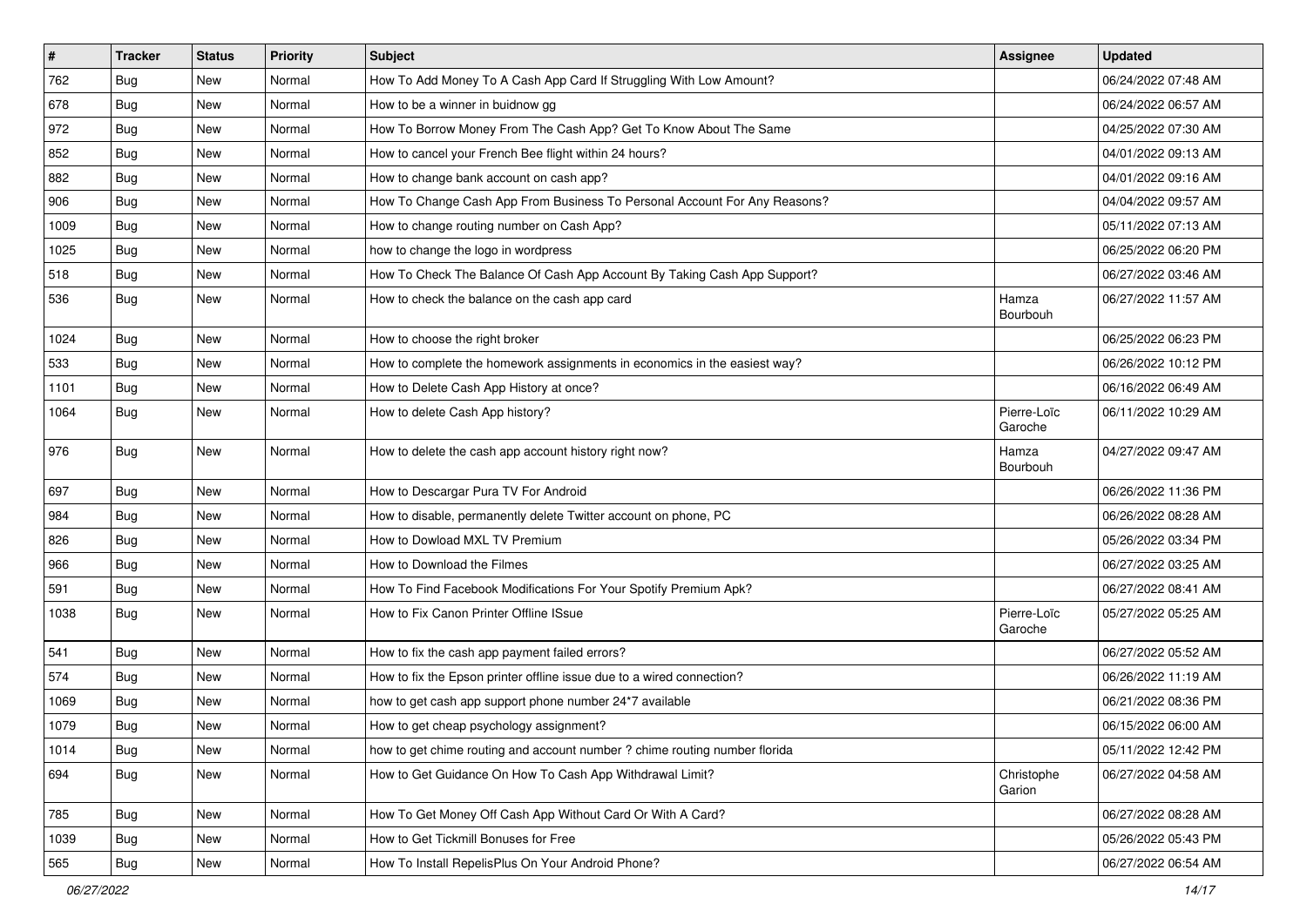| # | Tracker | Status | Priority | Subject | Assignee | Updated |
|---|---|---|---|---|---|---|
| 762 | Bug | New | Normal | How To Add Money To A Cash App Card If Struggling With Low Amount? | | 06/24/2022 07:48 AM |
| 678 | Bug | New | Normal | How to be a winner in buidnow gg | | 06/24/2022 06:57 AM |
| 972 | Bug | New | Normal | How To Borrow Money From The Cash App? Get To Know About The Same | | 04/25/2022 07:30 AM |
| 852 | Bug | New | Normal | How to cancel your French Bee flight within 24 hours? | | 04/01/2022 09:13 AM |
| 882 | Bug | New | Normal | How to change bank account on cash app? | | 04/01/2022 09:16 AM |
| 906 | Bug | New | Normal | How To Change Cash App From Business To Personal Account For Any Reasons? | | 04/04/2022 09:57 AM |
| 1009 | Bug | New | Normal | How to change routing number on Cash App? | | 05/11/2022 07:13 AM |
| 1025 | Bug | New | Normal | how to change the logo in wordpress | | 06/25/2022 06:20 PM |
| 518 | Bug | New | Normal | How To Check The Balance Of Cash App Account By Taking Cash App Support? | | 06/27/2022 03:46 AM |
| 536 | Bug | New | Normal | How to check the balance on the cash app card | Hamza Bourbouh | 06/27/2022 11:57 AM |
| 1024 | Bug | New | Normal | How to choose the right broker | | 06/25/2022 06:23 PM |
| 533 | Bug | New | Normal | How to complete the homework assignments in economics in the easiest way? | | 06/26/2022 10:12 PM |
| 1101 | Bug | New | Normal | How to Delete Cash App History at once? | | 06/16/2022 06:49 AM |
| 1064 | Bug | New | Normal | How to delete Cash App history? | Pierre-Loïc Garoche | 06/11/2022 10:29 AM |
| 976 | Bug | New | Normal | How to delete the cash app account history right now? | Hamza Bourbouh | 04/27/2022 09:47 AM |
| 697 | Bug | New | Normal | How to Descargar Pura TV For Android | | 06/26/2022 11:36 PM |
| 984 | Bug | New | Normal | How to disable, permanently delete Twitter account on phone, PC | | 06/26/2022 08:28 AM |
| 826 | Bug | New | Normal | How to Dowload MXL TV Premium | | 05/26/2022 03:34 PM |
| 966 | Bug | New | Normal | How to Download the Filmes | | 06/27/2022 03:25 AM |
| 591 | Bug | New | Normal | How To Find Facebook Modifications For Your Spotify Premium Apk? | | 06/27/2022 08:41 AM |
| 1038 | Bug | New | Normal | How to Fix Canon Printer Offline ISsue | Pierre-Loïc Garoche | 05/27/2022 05:25 AM |
| 541 | Bug | New | Normal | How to fix the cash app payment failed errors? | | 06/27/2022 05:52 AM |
| 574 | Bug | New | Normal | How to fix the Epson printer offline issue due to a wired connection? | | 06/26/2022 11:19 AM |
| 1069 | Bug | New | Normal | how to get cash app support phone number 24*7 available | | 06/21/2022 08:36 PM |
| 1079 | Bug | New | Normal | How to get cheap psychology assignment? | | 06/15/2022 06:00 AM |
| 1014 | Bug | New | Normal | how to get chime routing and account number ? chime routing number florida | | 05/11/2022 12:42 PM |
| 694 | Bug | New | Normal | How to Get Guidance On How To Cash App Withdrawal Limit? | Christophe Garion | 06/27/2022 04:58 AM |
| 785 | Bug | New | Normal | How To Get Money Off Cash App Without Card Or With A Card? | | 06/27/2022 08:28 AM |
| 1039 | Bug | New | Normal | How to Get Tickmill Bonuses for Free | | 05/26/2022 05:43 PM |
| 565 | Bug | New | Normal | How To Install RepelisPlus On Your Android Phone? | | 06/27/2022 06:54 AM |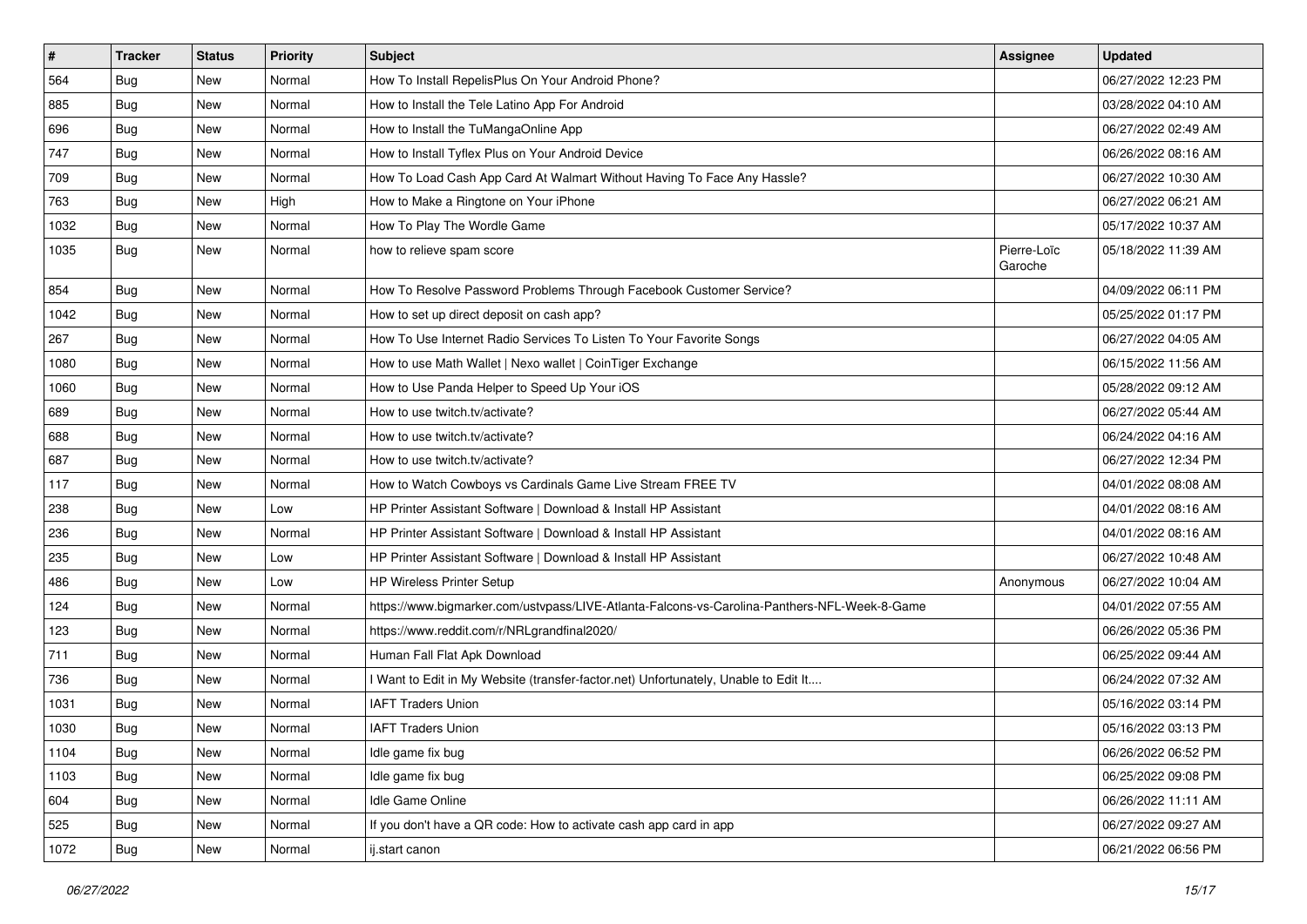| # | Tracker | Status | Priority | Subject | Assignee | Updated |
|---|---|---|---|---|---|---|
| 564 | Bug | New | Normal | How To Install RepelisPlus On Your Android Phone? | | 06/27/2022 12:23 PM |
| 885 | Bug | New | Normal | How to Install the Tele Latino App For Android | | 03/28/2022 04:10 AM |
| 696 | Bug | New | Normal | How to Install the TuMangaOnline App | | 06/27/2022 02:49 AM |
| 747 | Bug | New | Normal | How to Install Tyflex Plus on Your Android Device | | 06/26/2022 08:16 AM |
| 709 | Bug | New | Normal | How To Load Cash App Card At Walmart Without Having To Face Any Hassle? | | 06/27/2022 10:30 AM |
| 763 | Bug | New | High | How to Make a Ringtone on Your iPhone | | 06/27/2022 06:21 AM |
| 1032 | Bug | New | Normal | How To Play The Wordle Game | | 05/17/2022 10:37 AM |
| 1035 | Bug | New | Normal | how to relieve spam score | Pierre-Loïc Garoche | 05/18/2022 11:39 AM |
| 854 | Bug | New | Normal | How To Resolve Password Problems Through Facebook Customer Service? | | 04/09/2022 06:11 PM |
| 1042 | Bug | New | Normal | How to set up direct deposit on cash app? | | 05/25/2022 01:17 PM |
| 267 | Bug | New | Normal | How To Use Internet Radio Services To Listen To Your Favorite Songs | | 06/27/2022 04:05 AM |
| 1080 | Bug | New | Normal | How to use Math Wallet \| Nexo wallet \| CoinTiger Exchange | | 06/15/2022 11:56 AM |
| 1060 | Bug | New | Normal | How to Use Panda Helper to Speed Up Your iOS | | 05/28/2022 09:12 AM |
| 689 | Bug | New | Normal | How to use twitch.tv/activate? | | 06/27/2022 05:44 AM |
| 688 | Bug | New | Normal | How to use twitch.tv/activate? | | 06/24/2022 04:16 AM |
| 687 | Bug | New | Normal | How to use twitch.tv/activate? | | 06/27/2022 12:34 PM |
| 117 | Bug | New | Normal | How to Watch Cowboys vs Cardinals Game Live Stream FREE TV | | 04/01/2022 08:08 AM |
| 238 | Bug | New | Low | HP Printer Assistant Software \| Download & Install HP Assistant | | 04/01/2022 08:16 AM |
| 236 | Bug | New | Normal | HP Printer Assistant Software \| Download & Install HP Assistant | | 04/01/2022 08:16 AM |
| 235 | Bug | New | Low | HP Printer Assistant Software \| Download & Install HP Assistant | | 06/27/2022 10:48 AM |
| 486 | Bug | New | Low | HP Wireless Printer Setup | Anonymous | 06/27/2022 10:04 AM |
| 124 | Bug | New | Normal | https://www.bigmarker.com/ustvpass/LIVE-Atlanta-Falcons-vs-Carolina-Panthers-NFL-Week-8-Game | | 04/01/2022 07:55 AM |
| 123 | Bug | New | Normal | https://www.reddit.com/r/NRLgrandfinal2020/ | | 06/26/2022 05:36 PM |
| 711 | Bug | New | Normal | Human Fall Flat Apk Download | | 06/25/2022 09:44 AM |
| 736 | Bug | New | Normal | I Want to Edit in My Website (transfer-factor.net) Unfortunately, Unable to Edit It.... | | 06/24/2022 07:32 AM |
| 1031 | Bug | New | Normal | IAFT Traders Union | | 05/16/2022 03:14 PM |
| 1030 | Bug | New | Normal | IAFT Traders Union | | 05/16/2022 03:13 PM |
| 1104 | Bug | New | Normal | Idle game fix bug | | 06/26/2022 06:52 PM |
| 1103 | Bug | New | Normal | Idle game fix bug | | 06/25/2022 09:08 PM |
| 604 | Bug | New | Normal | Idle Game Online | | 06/26/2022 11:11 AM |
| 525 | Bug | New | Normal | If you don't have a QR code: How to activate cash app card in app | | 06/27/2022 09:27 AM |
| 1072 | Bug | New | Normal | ij.start canon | | 06/21/2022 06:56 PM |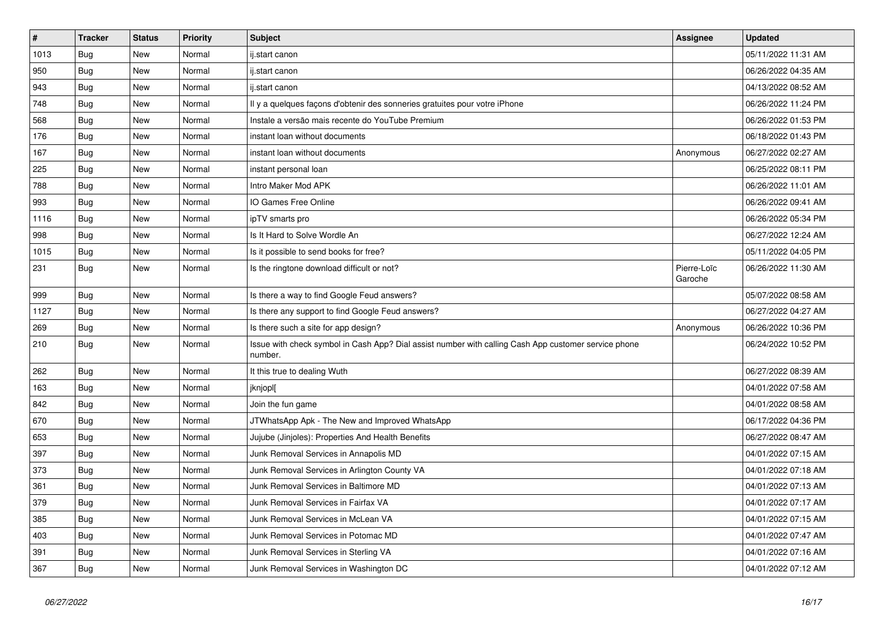| # | Tracker | Status | Priority | Subject | Assignee | Updated |
|---|---|---|---|---|---|---|
| 1013 | Bug | New | Normal | ij.start canon | | 05/11/2022 11:31 AM |
| 950 | Bug | New | Normal | ij.start canon | | 06/26/2022 04:35 AM |
| 943 | Bug | New | Normal | ij.start canon | | 04/13/2022 08:52 AM |
| 748 | Bug | New | Normal | Il y a quelques façons d'obtenir des sonneries gratuites pour votre iPhone | | 06/26/2022 11:24 PM |
| 568 | Bug | New | Normal | Instale a versão mais recente do YouTube Premium | | 06/26/2022 01:53 PM |
| 176 | Bug | New | Normal | instant loan without documents | | 06/18/2022 01:43 PM |
| 167 | Bug | New | Normal | instant loan without documents | Anonymous | 06/27/2022 02:27 AM |
| 225 | Bug | New | Normal | instant personal loan | | 06/25/2022 08:11 PM |
| 788 | Bug | New | Normal | Intro Maker Mod APK | | 06/26/2022 11:01 AM |
| 993 | Bug | New | Normal | IO Games Free Online | | 06/26/2022 09:41 AM |
| 1116 | Bug | New | Normal | ipTV smarts pro | | 06/26/2022 05:34 PM |
| 998 | Bug | New | Normal | Is It Hard to Solve Wordle An | | 06/27/2022 12:24 AM |
| 1015 | Bug | New | Normal | Is it possible to send books for free? | | 05/11/2022 04:05 PM |
| 231 | Bug | New | Normal | Is the ringtone download difficult or not? | Pierre-Loïc Garoche | 06/26/2022 11:30 AM |
| 999 | Bug | New | Normal | Is there a way to find Google Feud answers? | | 05/07/2022 08:58 AM |
| 1127 | Bug | New | Normal | Is there any support to find Google Feud answers? | | 06/27/2022 04:27 AM |
| 269 | Bug | New | Normal | Is there such a site for app design? | Anonymous | 06/26/2022 10:36 PM |
| 210 | Bug | New | Normal | Issue with check symbol in Cash App? Dial assist number with calling Cash App customer service phone number. | | 06/24/2022 10:52 PM |
| 262 | Bug | New | Normal | It this true to dealing Wuth | | 06/27/2022 08:39 AM |
| 163 | Bug | New | Normal | jknjopl[ | | 04/01/2022 07:58 AM |
| 842 | Bug | New | Normal | Join the fun game | | 04/01/2022 08:58 AM |
| 670 | Bug | New | Normal | JTWhatsApp Apk - The New and Improved WhatsApp | | 06/17/2022 04:36 PM |
| 653 | Bug | New | Normal | Jujube (Jinjoles): Properties And Health Benefits | | 06/27/2022 08:47 AM |
| 397 | Bug | New | Normal | Junk Removal Services in Annapolis MD | | 04/01/2022 07:15 AM |
| 373 | Bug | New | Normal | Junk Removal Services in Arlington County VA | | 04/01/2022 07:18 AM |
| 361 | Bug | New | Normal | Junk Removal Services in Baltimore MD | | 04/01/2022 07:13 AM |
| 379 | Bug | New | Normal | Junk Removal Services in Fairfax VA | | 04/01/2022 07:17 AM |
| 385 | Bug | New | Normal | Junk Removal Services in McLean VA | | 04/01/2022 07:15 AM |
| 403 | Bug | New | Normal | Junk Removal Services in Potomac MD | | 04/01/2022 07:47 AM |
| 391 | Bug | New | Normal | Junk Removal Services in Sterling VA | | 04/01/2022 07:16 AM |
| 367 | Bug | New | Normal | Junk Removal Services in Washington DC | | 04/01/2022 07:12 AM |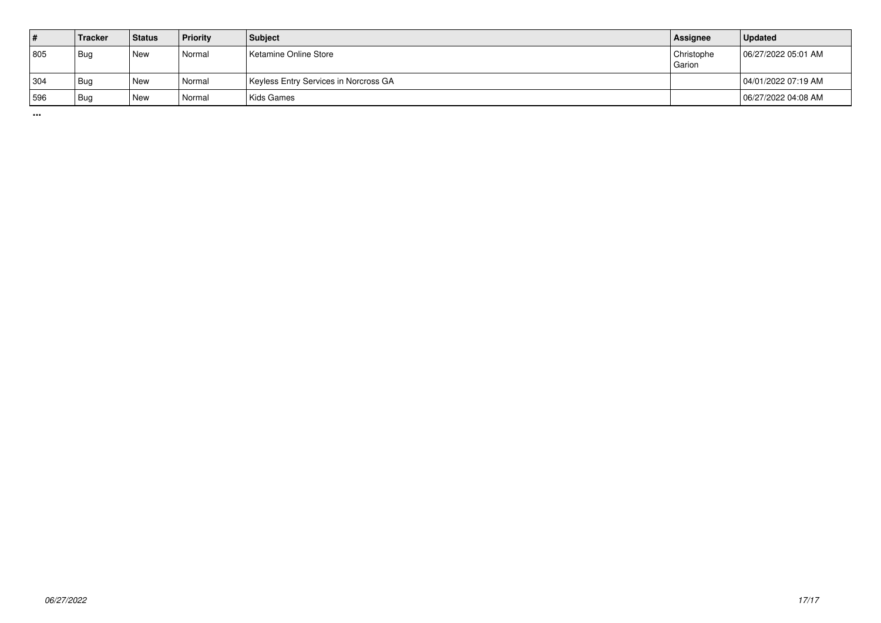| # | Tracker | Status | Priority | Subject | Assignee | Updated |
|---|---|---|---|---|---|---|
| 805 | Bug | New | Normal | Ketamine Online Store | Christophe Garion | 06/27/2022 05:01 AM |
| 304 | Bug | New | Normal | Keyless Entry Services in Norcross GA | | 04/01/2022 07:19 AM |
| 596 | Bug | New | Normal | Kids Games | | 06/27/2022 04:08 AM |

...